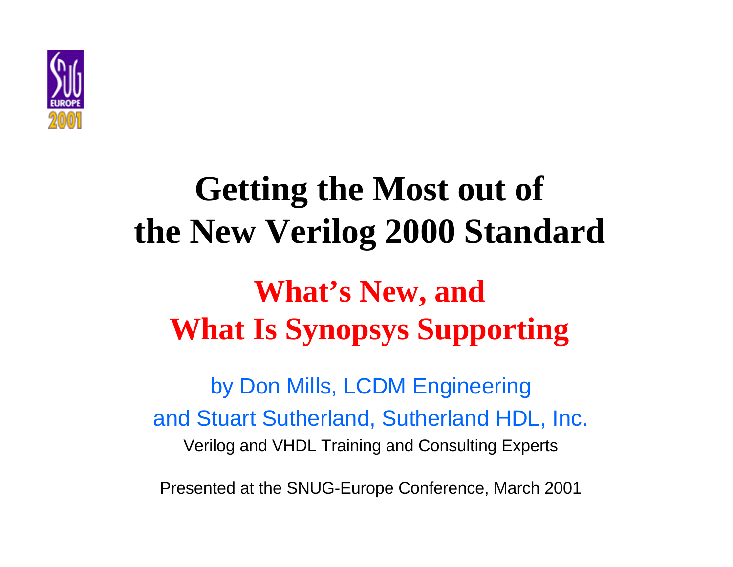# Getting the Most out of the New Verilog 2000 Standard

## What's New, and What Is Synopsys Supporting

by Don Mills, LCDM Engineering

and Stuart Sutherland, Sutherland HDL, Inc.

Verilog and VHDL Training and Consulting Experts

Presented at the SNUG-Europe Conference, March 2001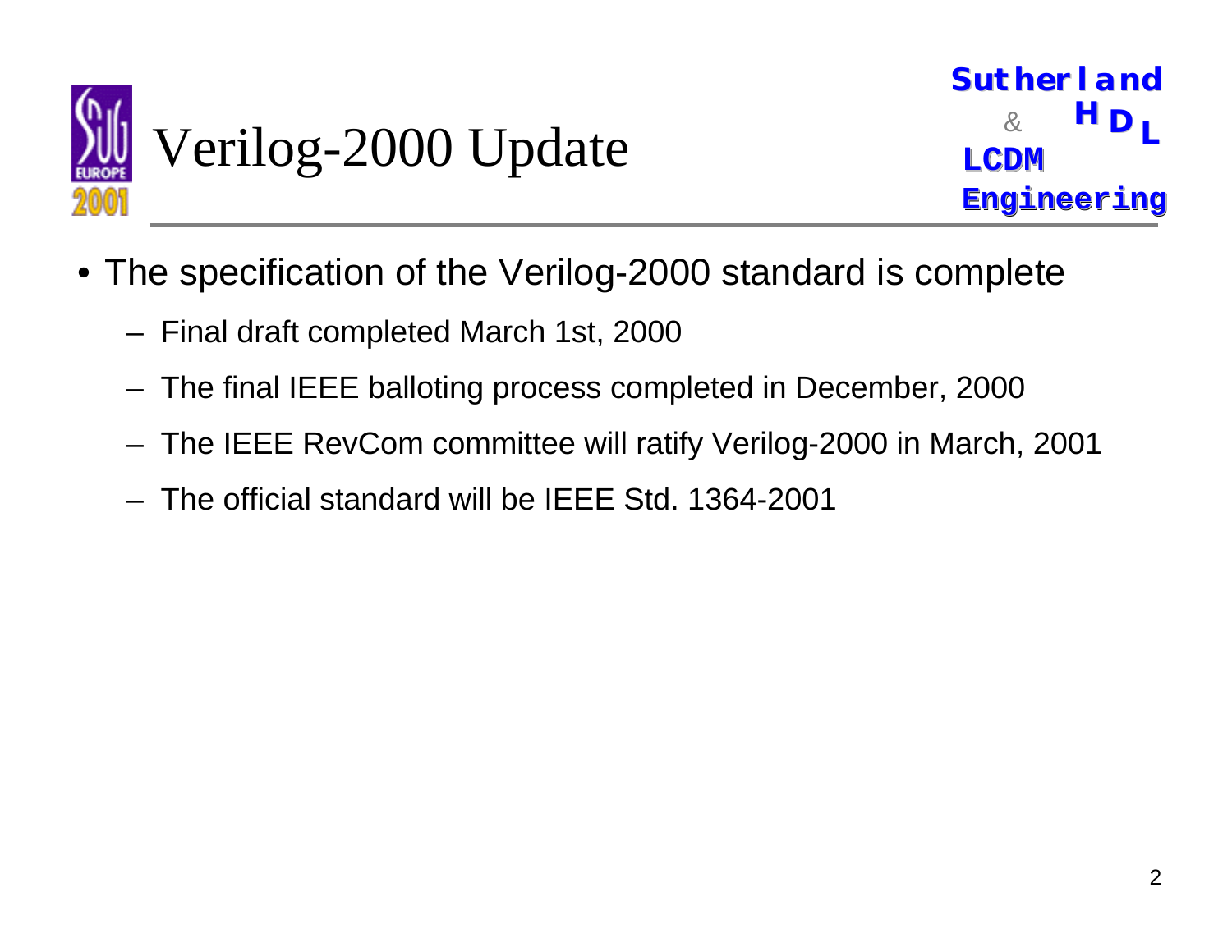# Verilog-2000 Update

- The specification of the Verilog-2000 standard is complete
  - Final draft completed March 1st, 2000
  - The final IEEE balloting process completed in December, 2000
  - The IEEE RevCom committee will ratify Verilog-2000 in March, 2001
  - The official standard will be IEEE Std. 1364-2001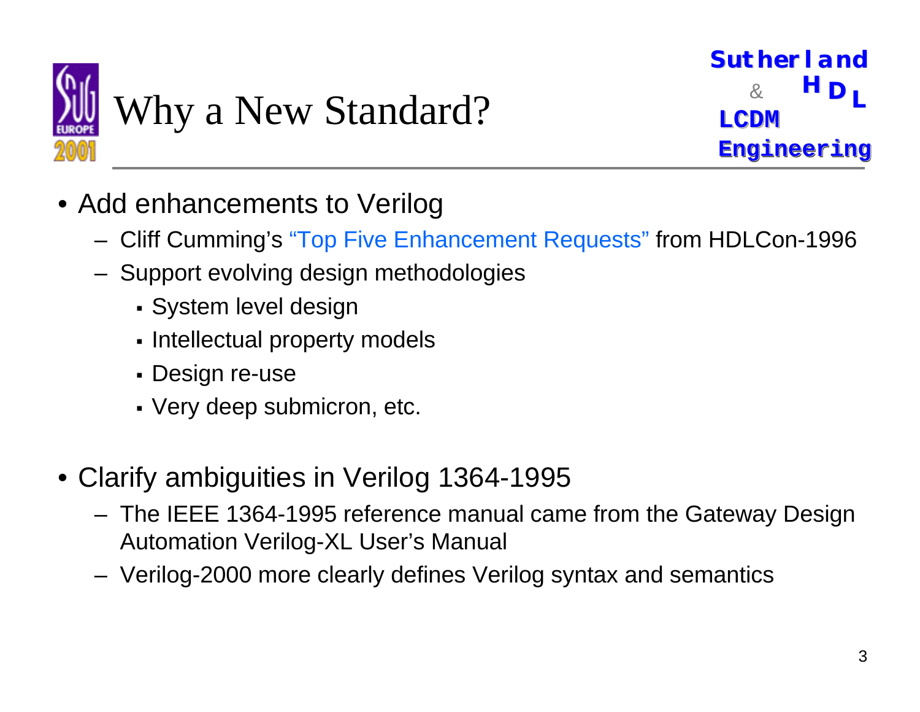# Why a New Standard?

- Add enhancements to Verilog
  - Cliff Cumming's "Top Five Enhancement Requests" from HDLCon-1996
  - Support evolving design methodologies
    - System level design
    - Intellectual property models
    - Design re-use
    - Very deep submicron, etc.

- Clarify ambiguities in Verilog 1364-1995
  - The IEEE 1364-1995 reference manual came from the Gateway Design Automation Verilog-XL User's Manual
  - Verilog-2000 more clearly defines Verilog syntax and semantics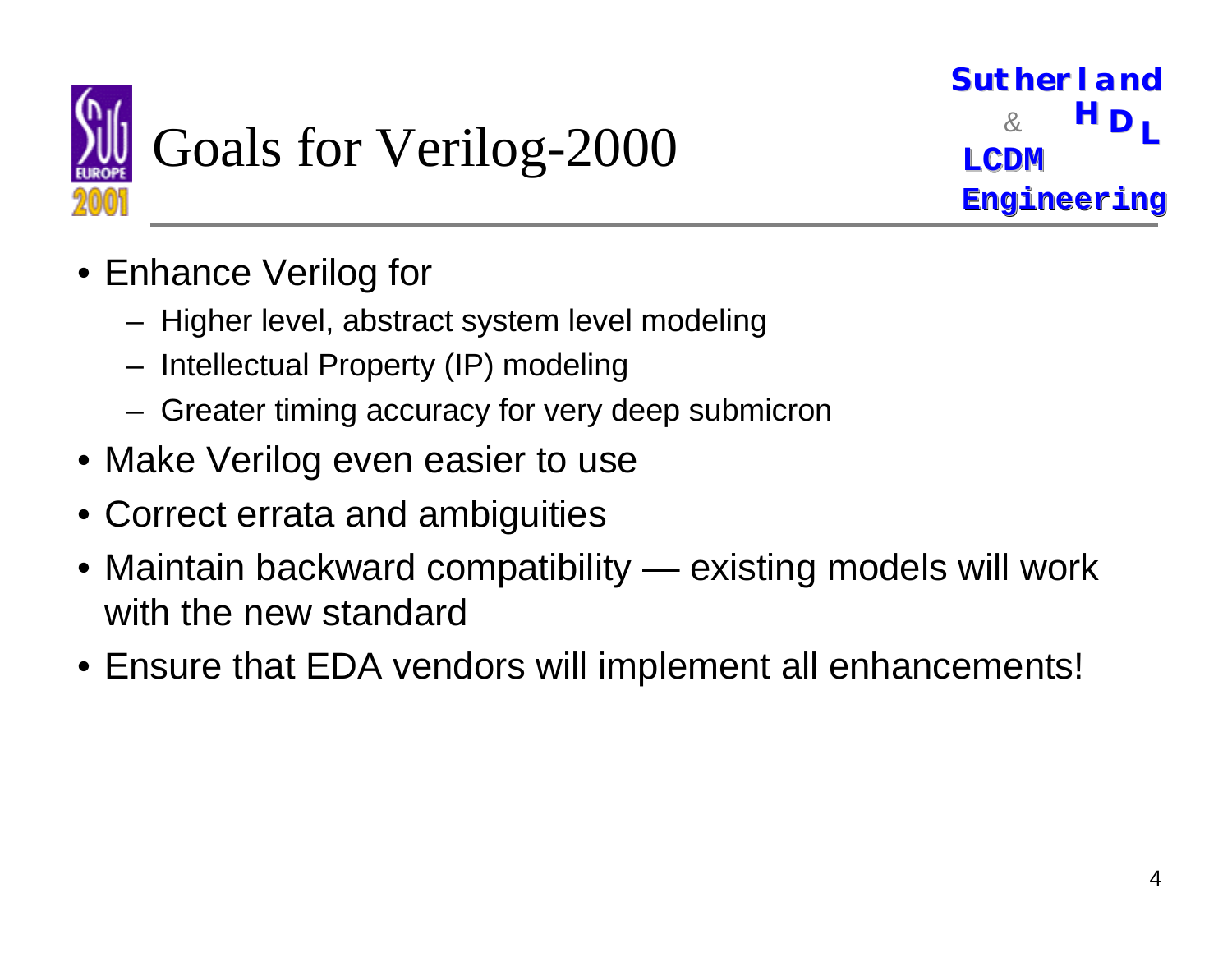# Goals for Verilog-2000

- Enhance Verilog for
  - Higher level, abstract system level modeling
  - Intellectual Property (IP) modeling
  - Greater timing accuracy for very deep submicron
- Make Verilog even easier to use
- Correct errata and ambiguities
- Maintain backward compatibility — existing models will work with the new standard
- Ensure that EDA vendors will implement all enhancements!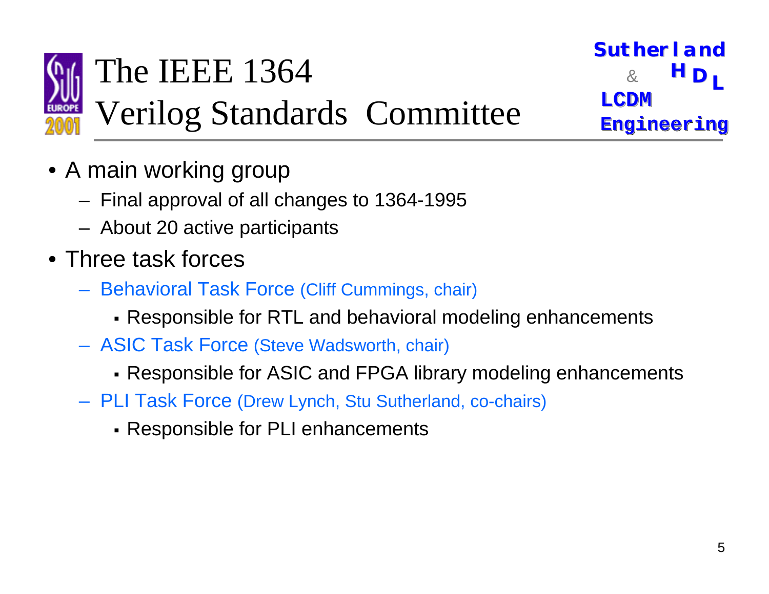# The IEEE 1364 Verilog Standards Committee

- A main working group
  - Final approval of all changes to 1364-1995
  - About 20 active participants
- Three task forces
  - Behavioral Task Force (Cliff Cummings, chair)
    - Responsible for RTL and behavioral modeling enhancements
  - ASIC Task Force (Steve Wadsworth, chair)
    - Responsible for ASIC and FPGA library modeling enhancements
  - PLI Task Force (Drew Lynch, Stu Sutherland, co-chairs)
    - Responsible for PLI enhancements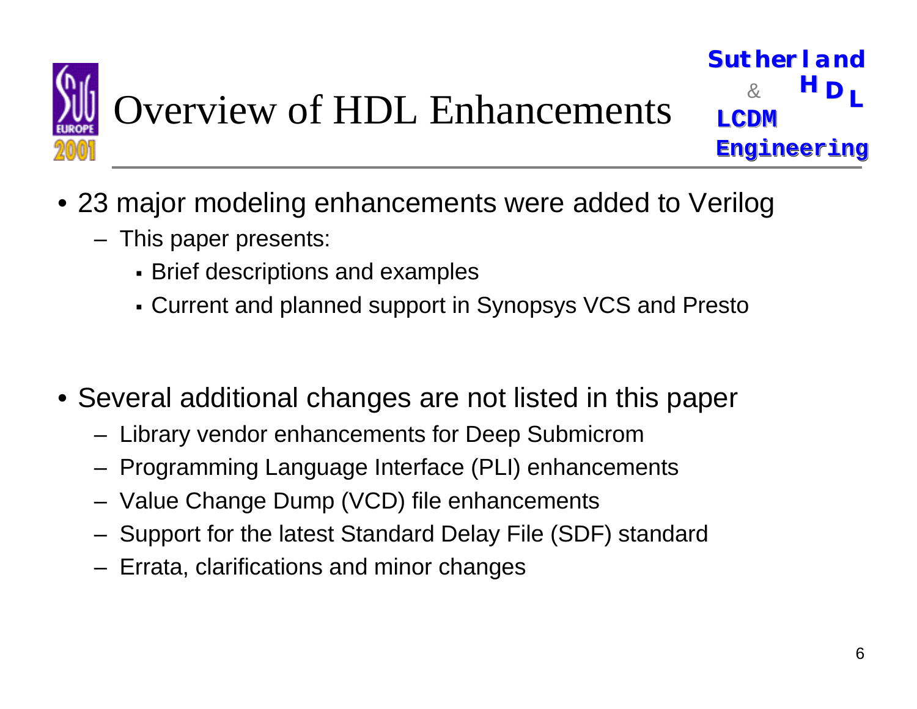# Overview of HDL Enhancements

- 23 major modeling enhancements were added to Verilog
  - This paper presents:
    - Brief descriptions and examples
    - Current and planned support in Synopsys VCS and Presto

- Several additional changes are not listed in this paper
  - Library vendor enhancements for Deep Submicrom
  - Programming Language Interface (PLI) enhancements
  - Value Change Dump (VCD) file enhancements
  - Support for the latest Standard Delay File (SDF) standard
  - Errata, clarifications and minor changes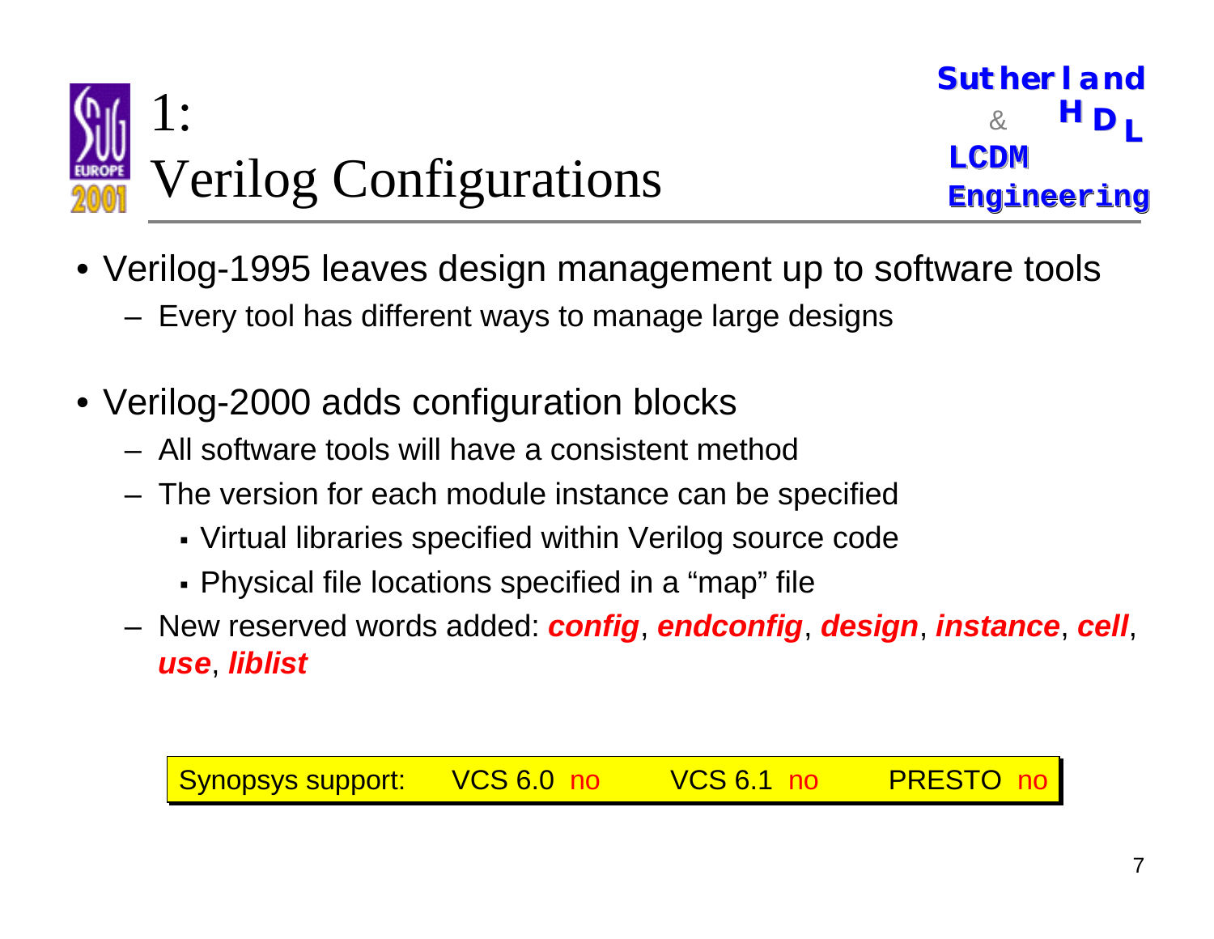# 1: Verilog Configurations

- Verilog-1995 leaves design management up to software tools
  - Every tool has different ways to manage large designs
- Verilog-2000 adds configuration blocks
  - All software tools will have a consistent method
  - The version for each module instance can be specified
    - Virtual libraries specified within Verilog source code
    - Physical file locations specified in a "map" file
  - New reserved words added: ***config***, ***endconfig***, ***design***, ***instance***, ***cell***, ***use***, ***liblist***

| Synopsys support: | VCS 6.0 no | VCS 6.1 no | PRESTO no |
|---|---|---|---|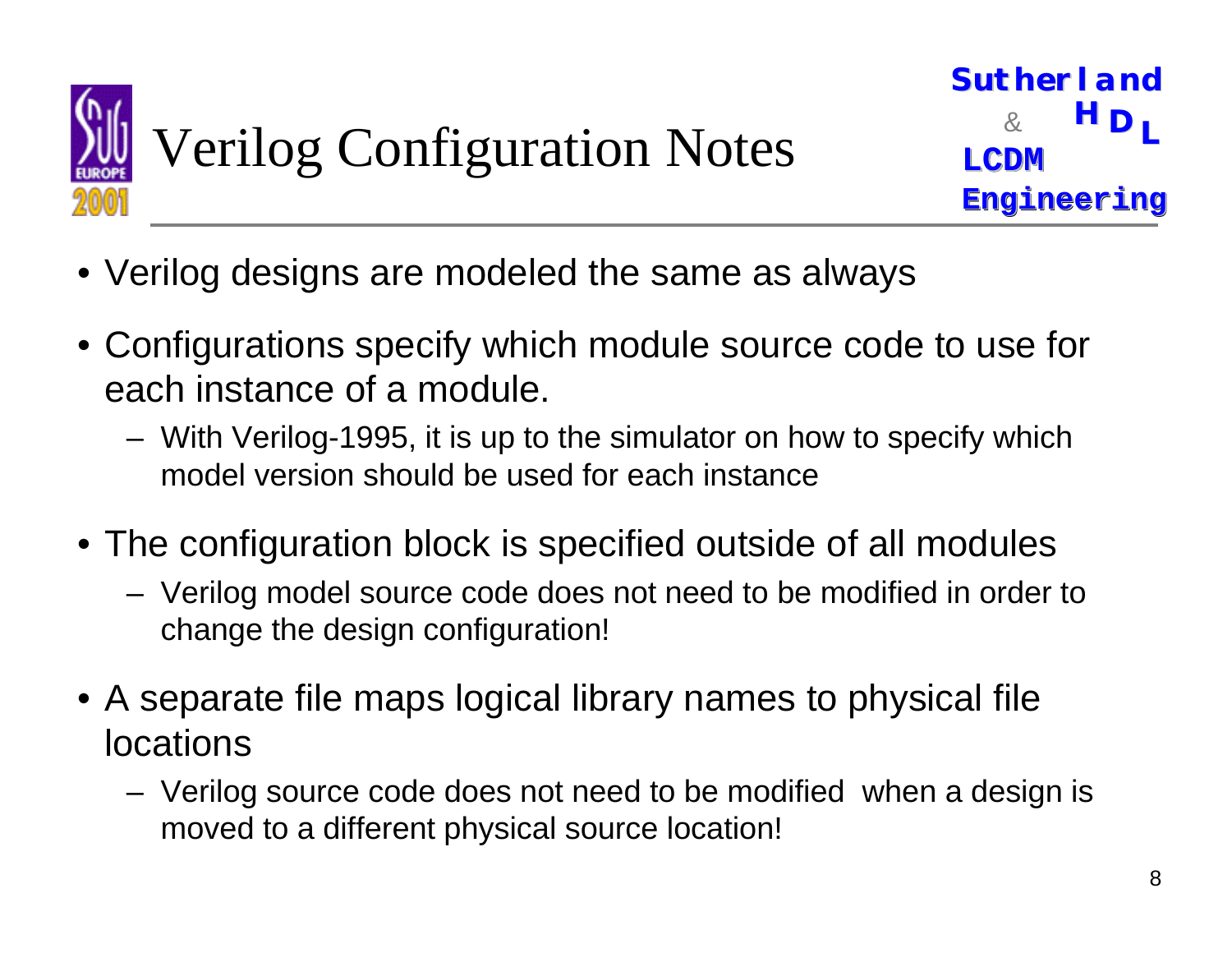# Verilog Configuration Notes

- Verilog designs are modeled the same as always
- Configurations specify which module source code to use for each instance of a module.
  - With Verilog-1995, it is up to the simulator on how to specify which model version should be used for each instance
- The configuration block is specified outside of all modules
  - Verilog model source code does not need to be modified in order to change the design configuration!
- A separate file maps logical library names to physical file locations
  - Verilog source code does not need to be modified when a design is moved to a different physical source location!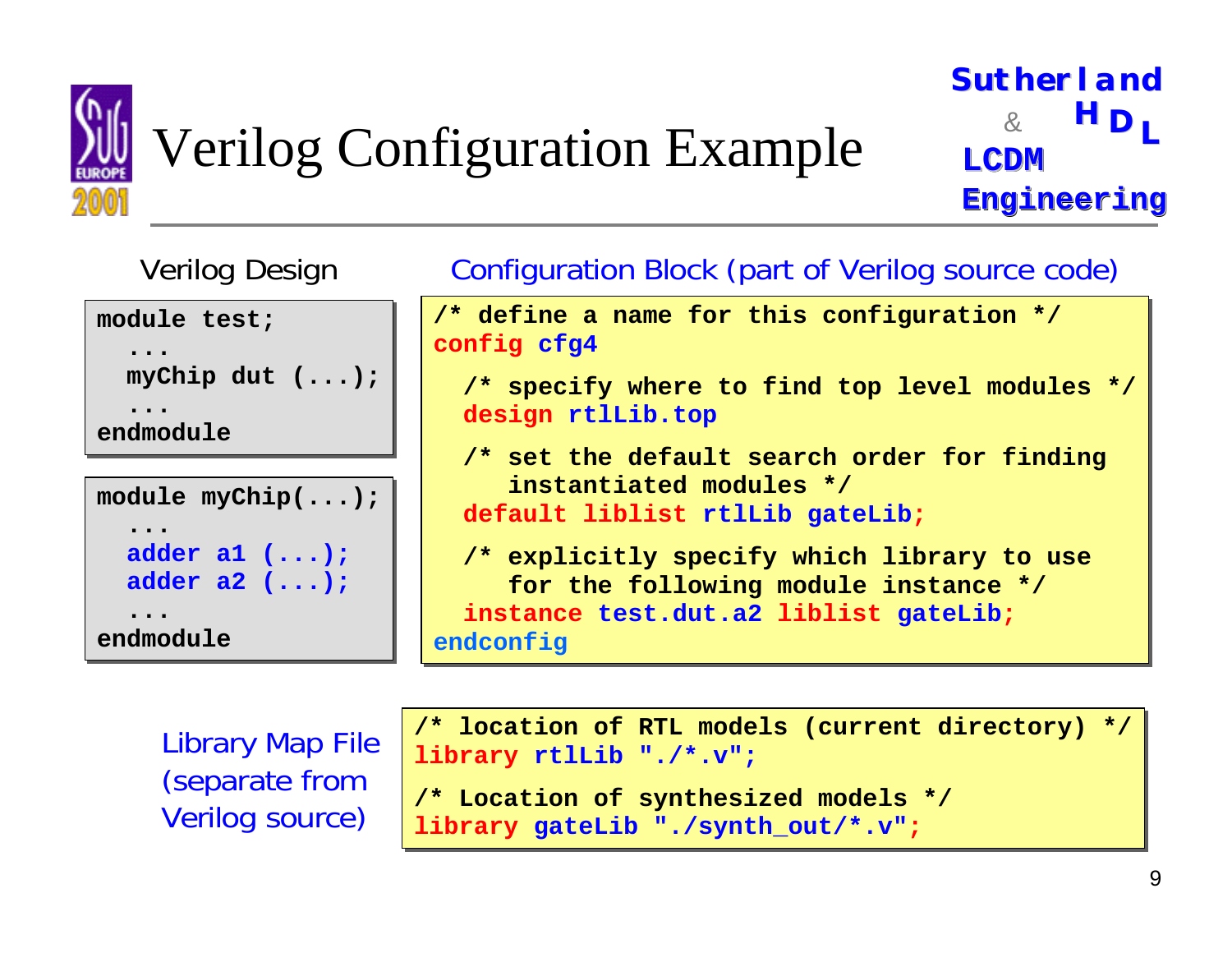# Verilog Configuration Example

Verilog Design

```
module test;
  ...
  myChip dut (...);
  ...
endmodule
```

```
module myChip(...);
  ...
  adder a1 (...);
  adder a2 (...);
  ...
endmodule
```

Configuration Block (part of Verilog source code)

```
/* define a name for this configuration */
config cfg4

  /* specify where to find top level modules */
  design rtlLib.top

  /* set the default search order for finding
     instantiated modules */
  default liblist rtlLib gateLib;

  /* explicitly specify which library to use
     for the following module instance */
  instance test.dut.a2 liblist gateLib;
endconfig
```

Library Map File (separate from Verilog source)

```
/* location of RTL models (current directory) */
library rtlLib "./*.v";

/* Location of synthesized models */
library gateLib "./synth_out/*.v";
```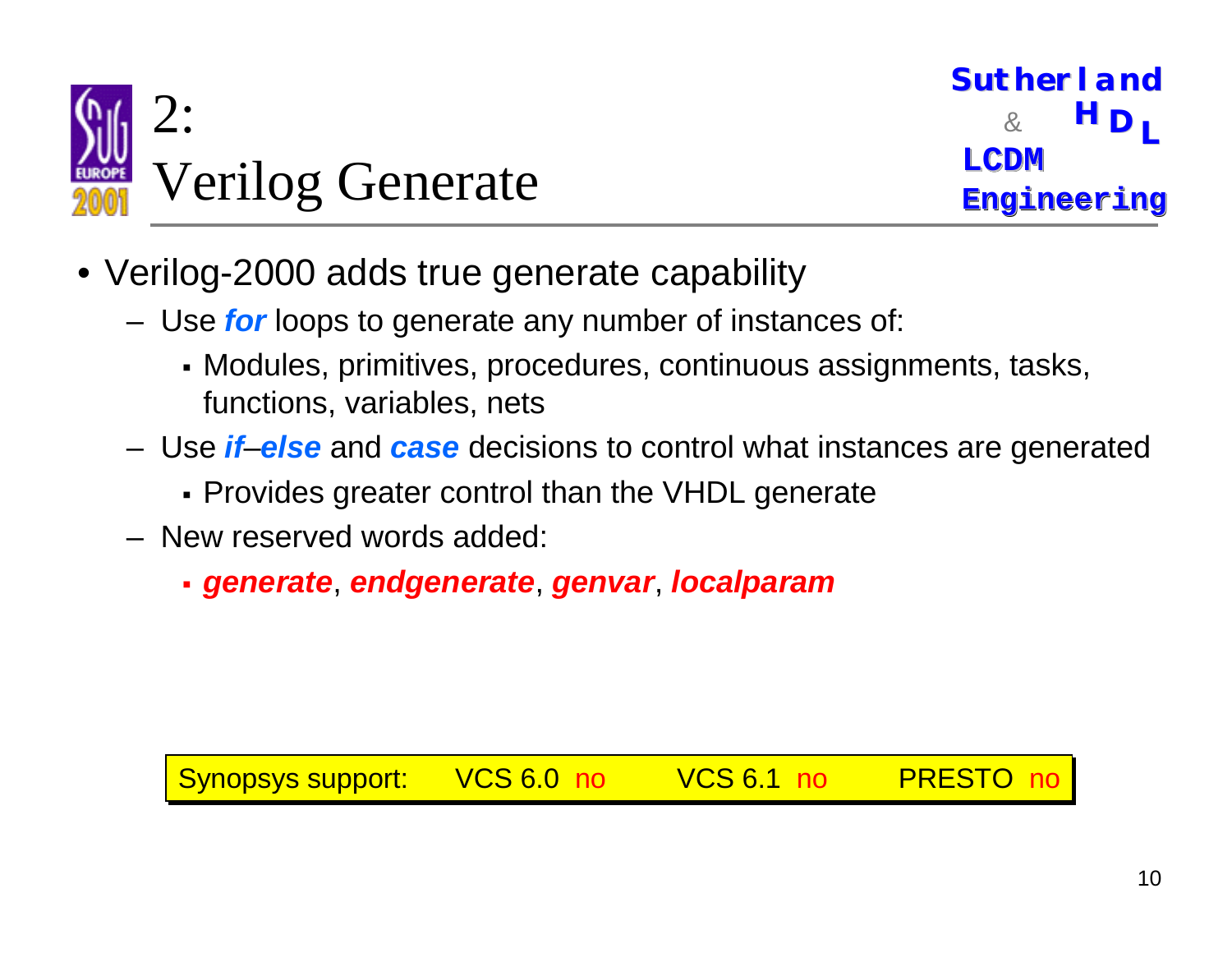# 2: Verilog Generate

- Verilog-2000 adds true generate capability
  - Use ***for*** loops to generate any number of instances of:
    - Modules, primitives, procedures, continuous assignments, tasks, functions, variables, nets
  - Use ***if–else*** and ***case*** decisions to control what instances are generated
    - Provides greater control than the VHDL generate
  - New reserved words added:
    - ***generate***, ***endgenerate***, ***genvar***, ***localparam***

| Synopsys support: | VCS 6.0 no | VCS 6.1 no | PRESTO no |
|---|---|---|---|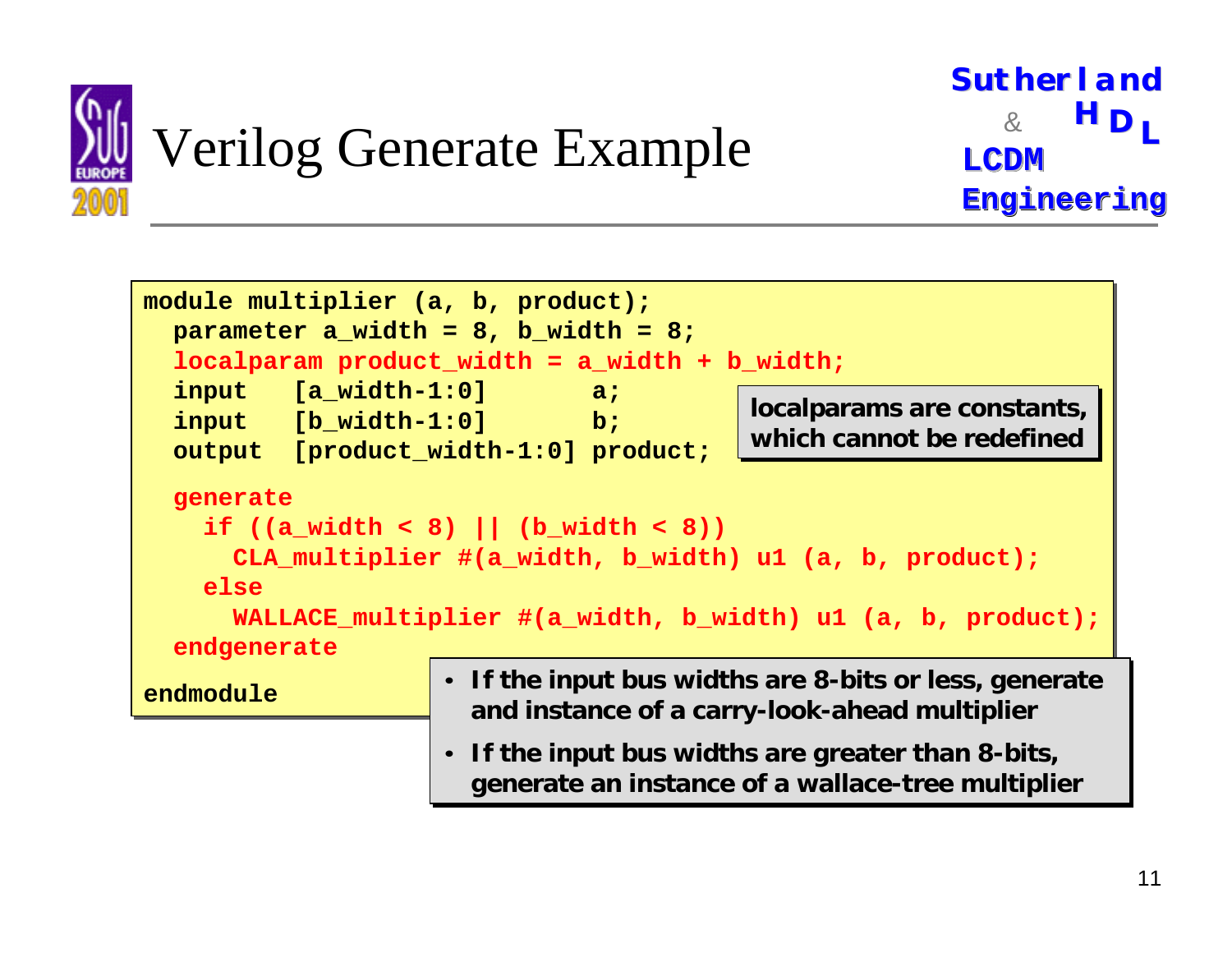# Verilog Generate Example

```
module multiplier (a, b, product);
  parameter a_width = 8, b_width = 8;
  localparam product_width = a_width + b_width;
  input   [a_width-1:0]       a;
  input   [b_width-1:0]       b;
  output  [product_width-1:0] product;

  generate
    if ((a_width < 8) || (b_width < 8))
      CLA_multiplier #(a_width, b_width) u1 (a, b, product);
    else
      WALLACE_multiplier #(a_width, b_width) u1 (a, b, product);
  endgenerate

endmodule
```

**localparams are constants, which cannot be redefined**

- **If the input bus widths are 8-bits or less, generate and instance of a carry-look-ahead multiplier**
- **If the input bus widths are greater than 8-bits, generate an instance of a wallace-tree multiplier**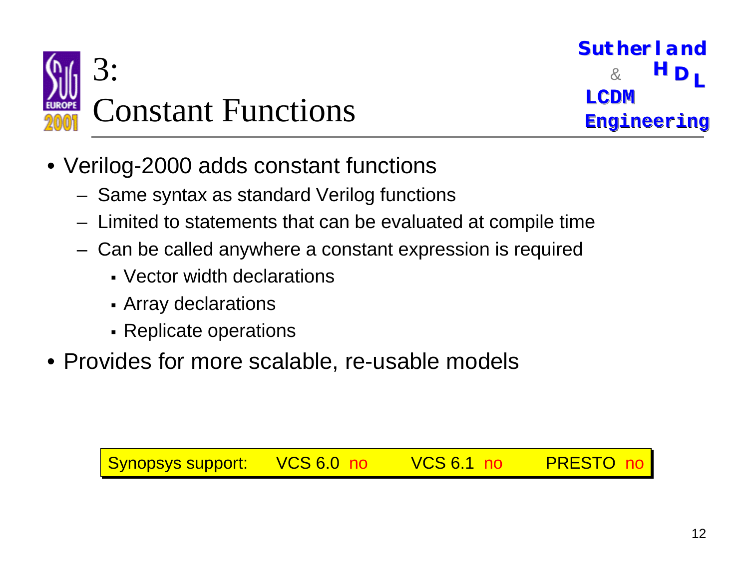# 3: Constant Functions

- Verilog-2000 adds constant functions
  - Same syntax as standard Verilog functions
  - Limited to statements that can be evaluated at compile time
  - Can be called anywhere a constant expression is required
    - Vector width declarations
    - Array declarations
    - Replicate operations
- Provides for more scalable, re-usable models

| Synopsys support: | VCS 6.0 no | VCS 6.1 no | PRESTO no |
|---|---|---|---|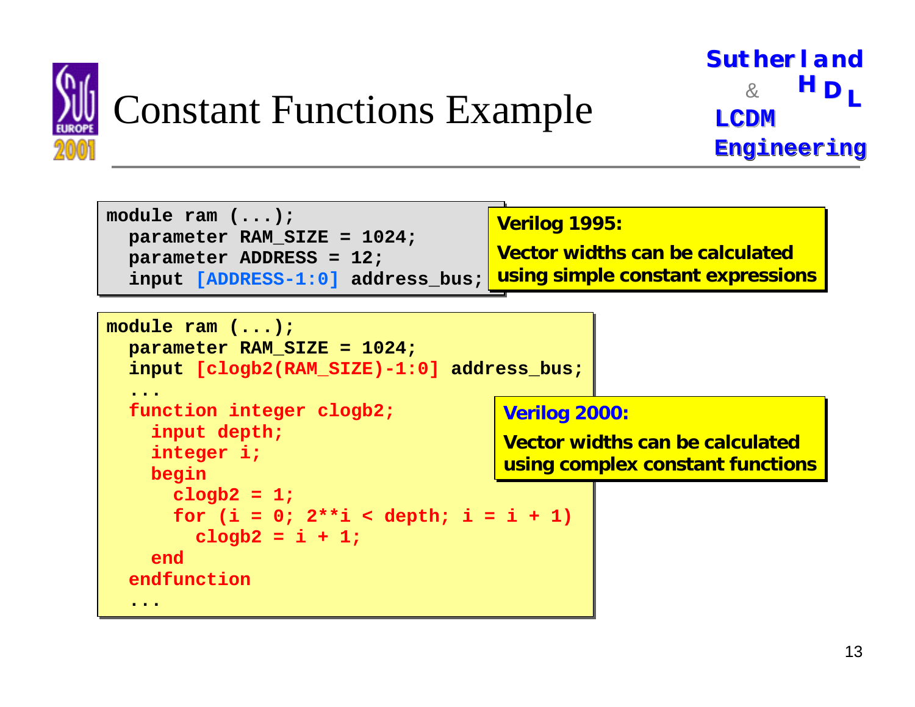# Constant Functions Example

```
module ram (...);
  parameter RAM_SIZE = 1024;
  parameter ADDRESS = 12;
  input [ADDRESS-1:0] address_bus;
```

**Verilog 1995:**

**Vector widths can be calculated using simple constant expressions**

```
module ram (...);
  parameter RAM_SIZE = 1024;
  input [clogb2(RAM_SIZE)-1:0] address_bus;
  ...
  function integer clogb2;
    input depth;
    integer i;
    begin
      clogb2 = 1;
      for (i = 0; 2**i < depth; i = i + 1)
        clogb2 = i + 1;
    end
  endfunction
  ...
```

**Verilog 2000:**

**Vector widths can be calculated using complex constant functions**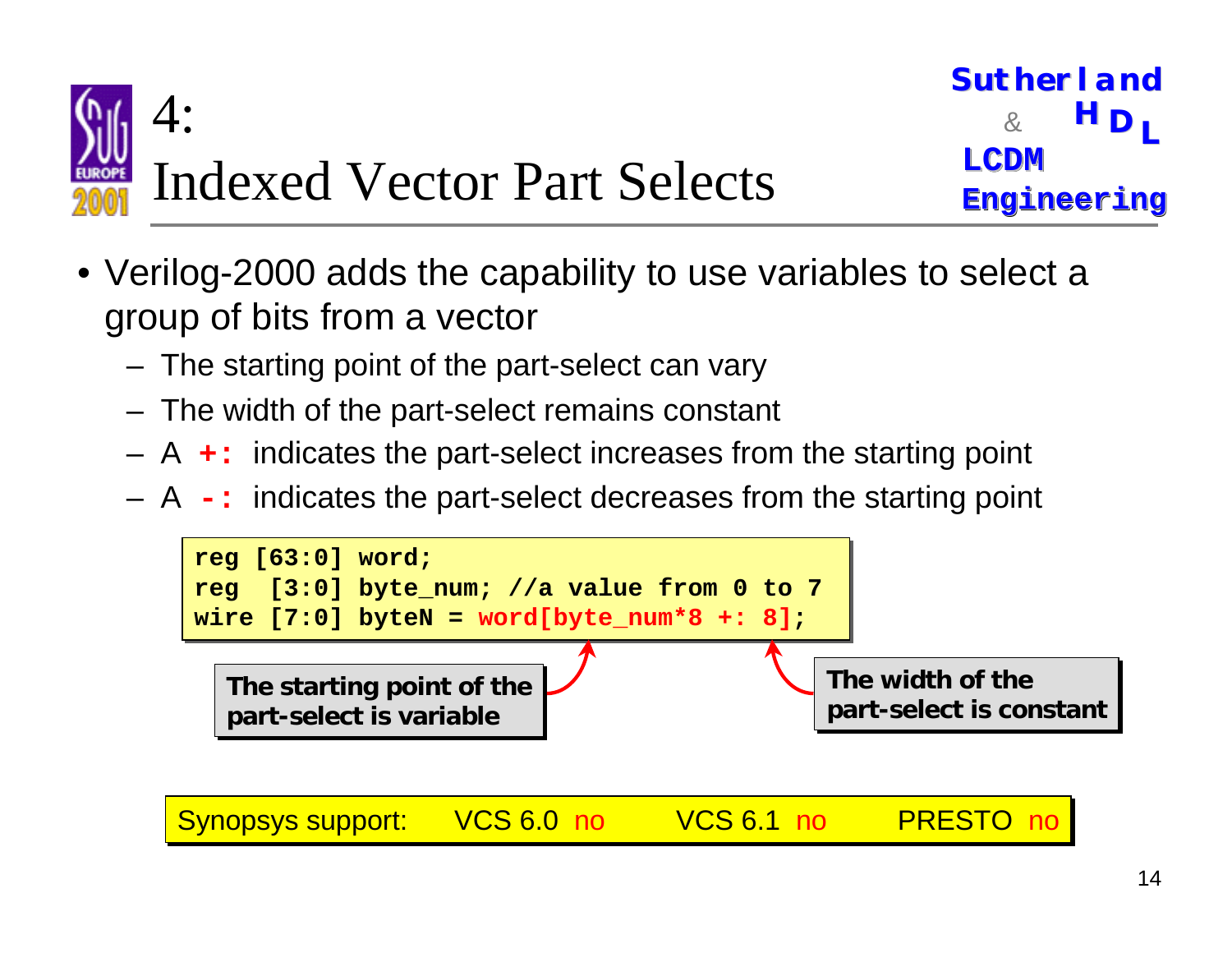# 4: Indexed Vector Part Selects

- Verilog-2000 adds the capability to use variables to select a group of bits from a vector
  - The starting point of the part-select can vary
  - The width of the part-select remains constant
  - A **+:** indicates the part-select increases from the starting point
  - A **-:** indicates the part-select decreases from the starting point

```
reg [63:0] word;
reg  [3:0] byte_num; //a value from 0 to 7
wire [7:0] byteN = word[byte_num*8 +: 8];
```

**The starting point of the part-select is variable**

**The width of the part-select is constant**

| Synopsys support: | VCS 6.0 no | VCS 6.1 no | PRESTO no |
|---|---|---|---|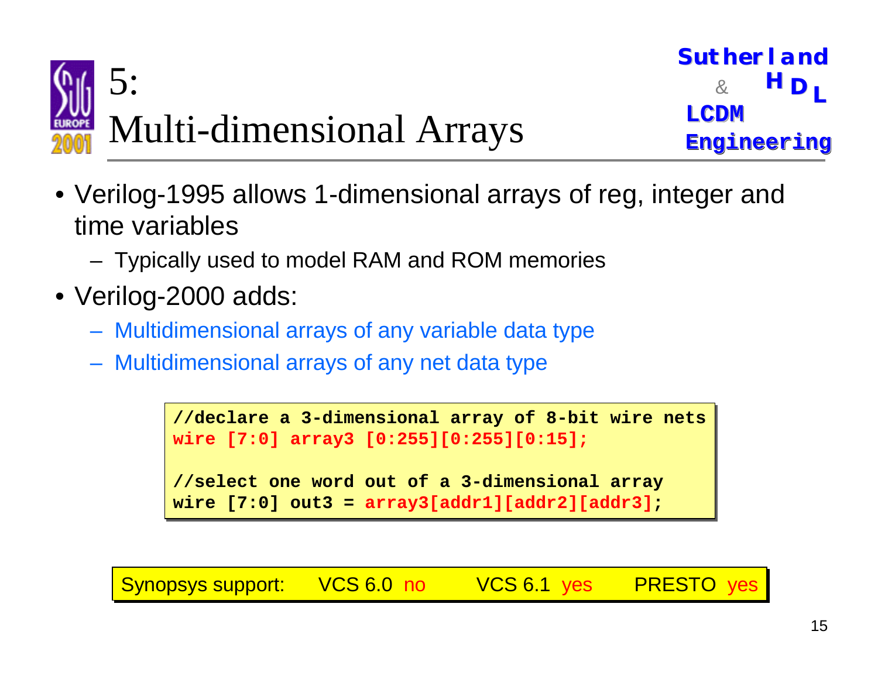# 5: Multi-dimensional Arrays

- Verilog-1995 allows 1-dimensional arrays of reg, integer and time variables
  - Typically used to model RAM and ROM memories
- Verilog-2000 adds:
  - Multidimensional arrays of any variable data type
  - Multidimensional arrays of any net data type

```
//declare a 3-dimensional array of 8-bit wire nets
wire [7:0] array3 [0:255][0:255][0:15];

//select one word out of a 3-dimensional array
wire [7:0] out3 = array3[addr1][addr2][addr3];
```

Synopsys support: VCS 6.0 no VCS 6.1 yes PRESTO yes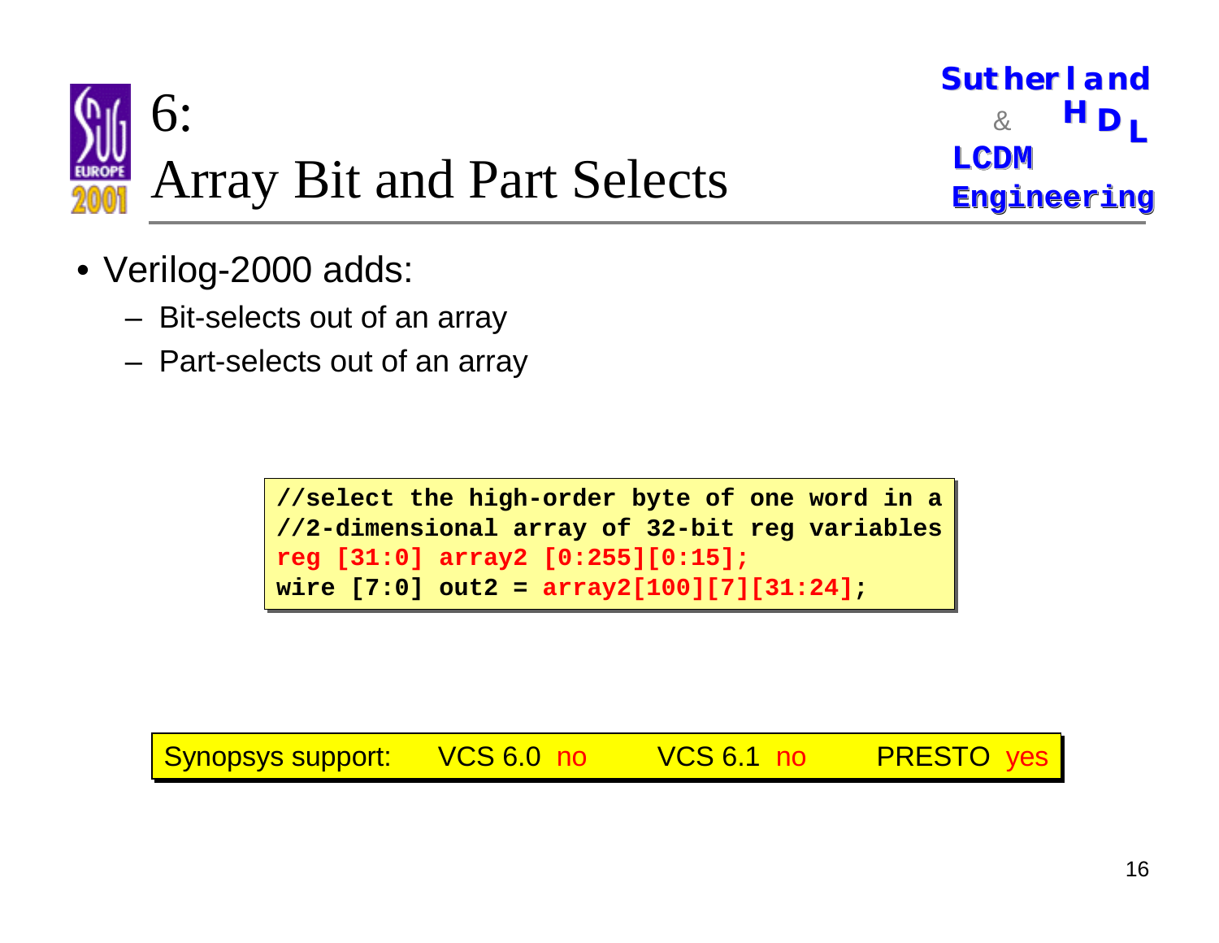# 6: Array Bit and Part Selects

- Verilog-2000 adds:
  - Bit-selects out of an array
  - Part-selects out of an array

```
//select the high-order byte of one word in a
//2-dimensional array of 32-bit reg variables
reg [31:0] array2 [0:255][0:15];
wire [7:0] out2 = array2[100][7][31:24];
```

Synopsys support: VCS 6.0 no VCS 6.1 no PRESTO yes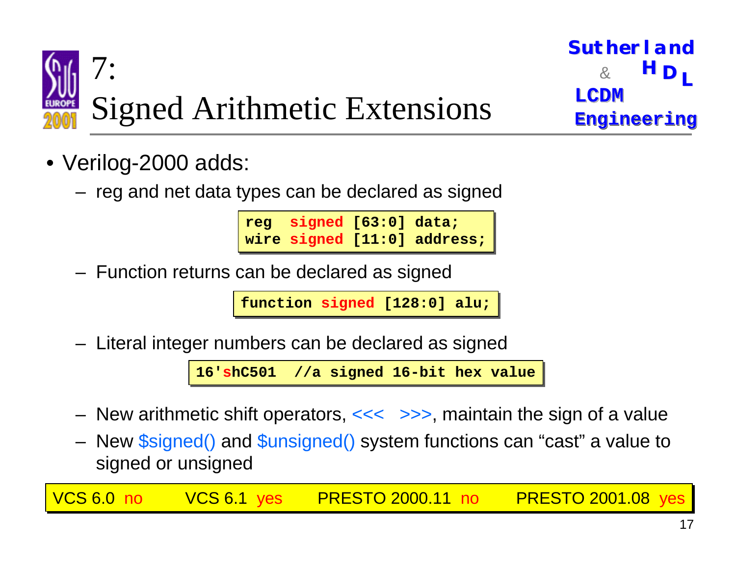# 7: Signed Arithmetic Extensions

- Verilog-2000 adds:
  - reg and net data types can be declared as signed

```
reg  signed [63:0] data;
wire signed [11:0] address;
```

  - Function returns can be declared as signed

```
function signed [128:0] alu;
```

  - Literal integer numbers can be declared as signed

```
16'shC501  //a signed 16-bit hex value
```

  - New arithmetic shift operators, <<<  >>>, maintain the sign of a value
  - New $signed() and $unsigned() system functions can "cast" a value to signed or unsigned

VCS 6.0 no  VCS 6.1 yes  PRESTO 2000.11 no  PRESTO 2001.08 yes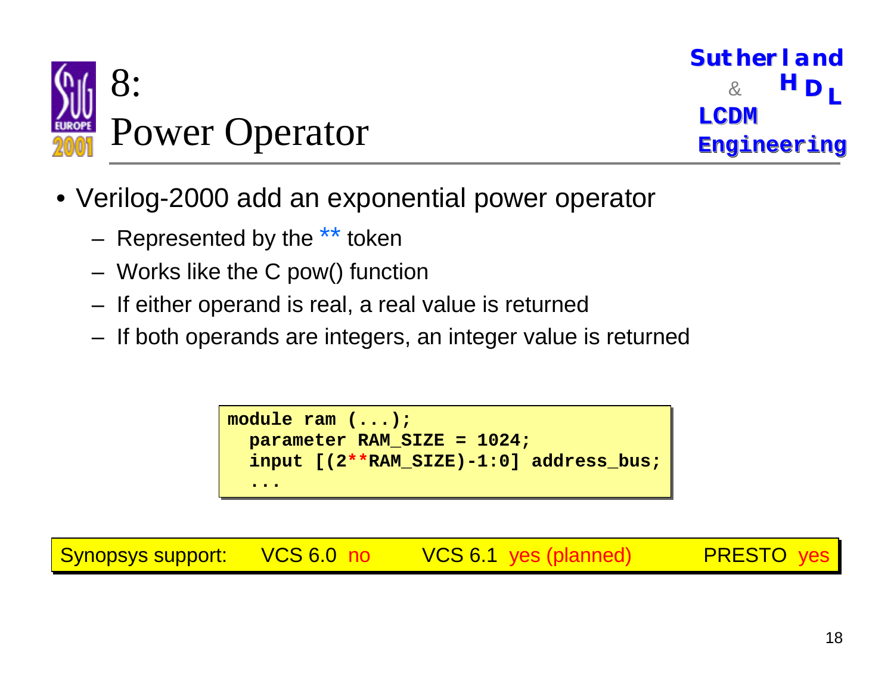# 8: Power Operator

- Verilog-2000 add an exponential power operator
  - Represented by the ** token
  - Works like the C pow() function
  - If either operand is real, a real value is returned
  - If both operands are integers, an integer value is returned

```
module ram (...);
  parameter RAM_SIZE = 1024;
  input [(2**RAM_SIZE)-1:0] address_bus;
  ...
```

Synopsys support: VCS 6.0 no VCS 6.1 yes (planned) PRESTO yes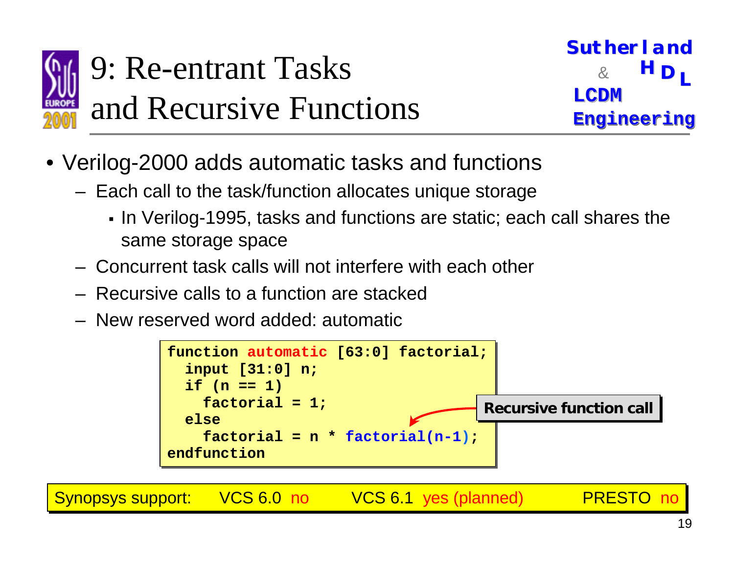# 9: Re-entrant Tasks and Recursive Functions

- Verilog-2000 adds automatic tasks and functions
  - Each call to the task/function allocates unique storage
    - In Verilog-1995, tasks and functions are static; each call shares the same storage space
  - Concurrent task calls will not interfere with each other
  - Recursive calls to a function are stacked
  - New reserved word added: automatic

```
function automatic [63:0] factorial;
  input [31:0] n;
  if (n == 1)
    factorial = 1;
  else
    factorial = n * factorial(n-1);
endfunction
```

Recursive function call

Synopsys support: VCS 6.0 no VCS 6.1 yes (planned) PRESTO no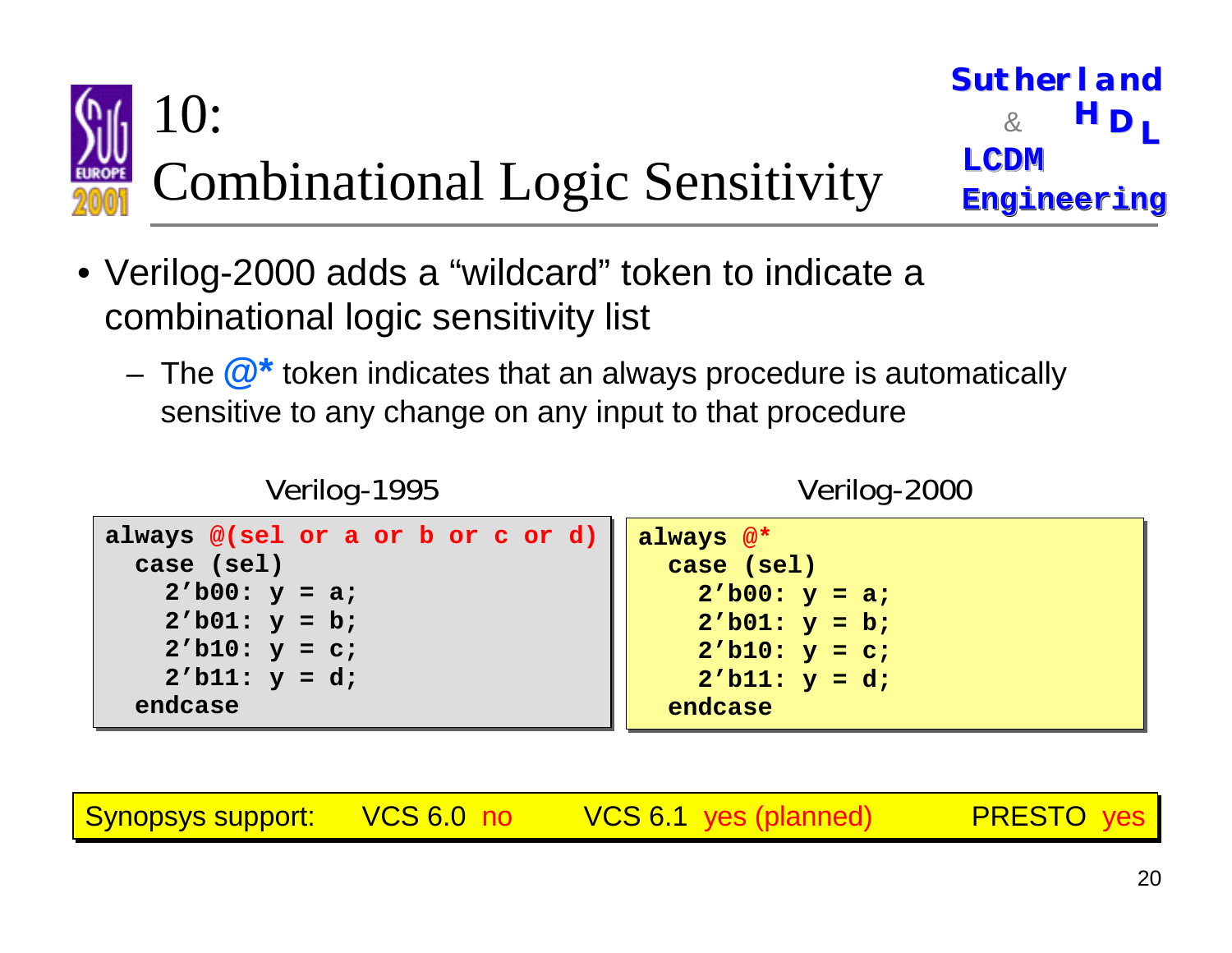# 10: Combinational Logic Sensitivity

- Verilog-2000 adds a “wildcard” token to indicate a combinational logic sensitivity list
  - The **@*** token indicates that an always procedure is automatically sensitive to any change on any input to that procedure

Verilog-1995

```
always @(sel or a or b or c or d)
  case (sel)
    2'b00: y = a;
    2'b01: y = b;
    2'b10: y = c;
    2'b11: y = d;
  endcase
```

Verilog-2000

```
always @*
  case (sel)
    2'b00: y = a;
    2'b01: y = b;
    2'b10: y = c;
    2'b11: y = d;
  endcase
```

Synopsys support: VCS 6.0 no VCS 6.1 yes (planned) PRESTO yes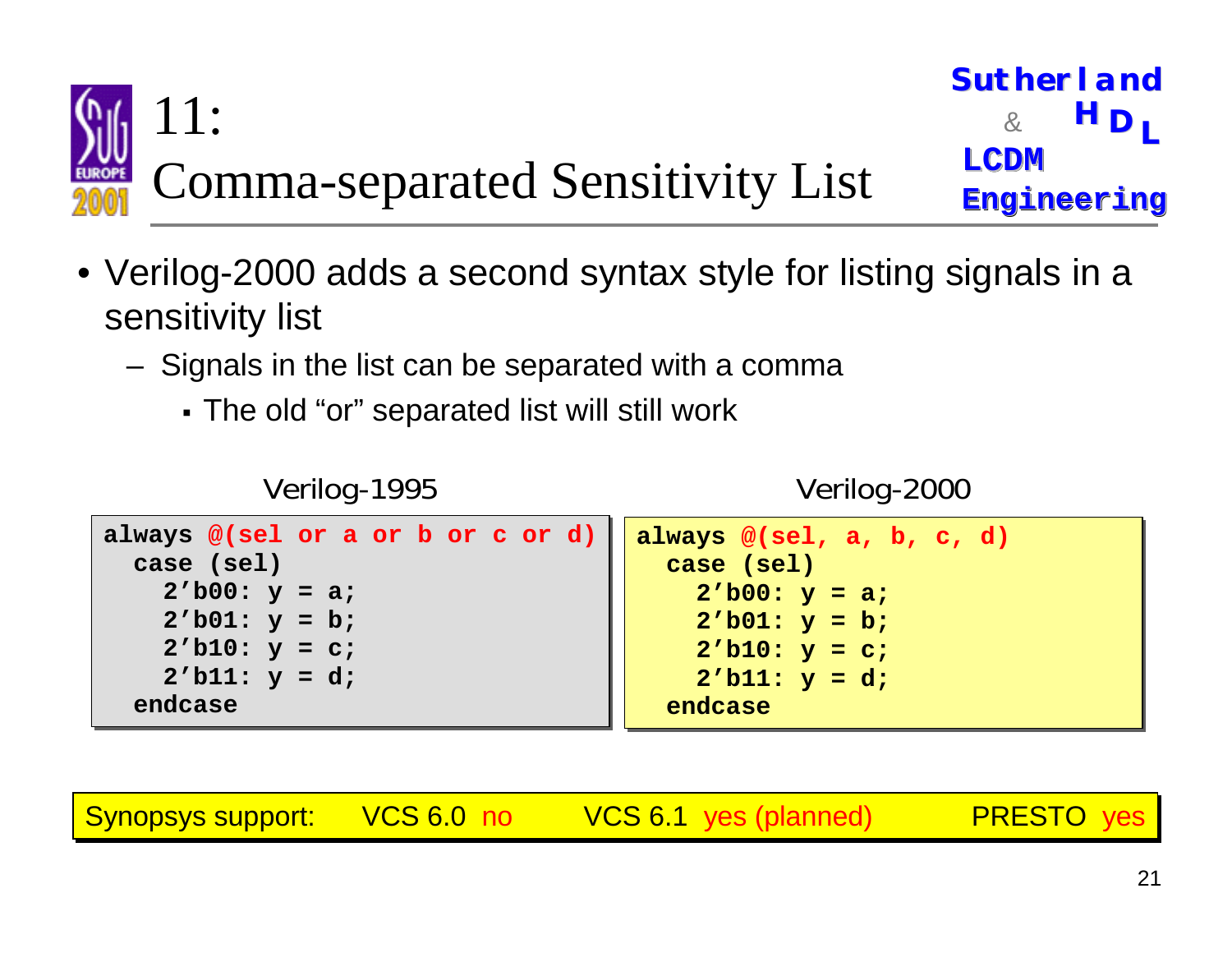# 11: Comma-separated Sensitivity List

- Verilog-2000 adds a second syntax style for listing signals in a sensitivity list
  - Signals in the list can be separated with a comma
    - The old “or” separated list will still work

Verilog-1995

```
always @(sel or a or b or c or d)
  case (sel)
    2'b00: y = a;
    2'b01: y = b;
    2'b10: y = c;
    2'b11: y = d;
  endcase
```

Verilog-2000

```
always @(sel, a, b, c, d)
  case (sel)
    2'b00: y = a;
    2'b01: y = b;
    2'b10: y = c;
    2'b11: y = d;
  endcase
```

Synopsys support: VCS 6.0 no VCS 6.1 yes (planned) PRESTO yes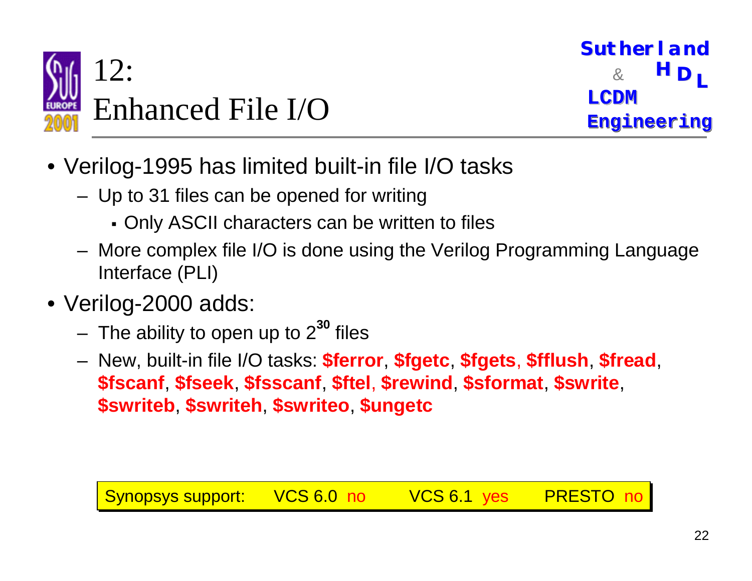# 12: Enhanced File I/O

- Verilog-1995 has limited built-in file I/O tasks
  - Up to 31 files can be opened for writing
    - Only ASCII characters can be written to files
  - More complex file I/O is done using the Verilog Programming Language Interface (PLI)
- Verilog-2000 adds:
  - The ability to open up to $2^{30}$ files
  - New, built-in file I/O tasks: **$ferror**, **$fgetc**, **$fgets**, **$fflush**, **$fread**, **$fscanf**, **$fseek**, **$fsscanf**, **$ftel**, **$rewind**, **$sformat**, **$swrite**, **$swriteb**, **$swriteh**, **$swriteo**, **$ungetc**

| Synopsys support: | VCS 6.0 no | VCS 6.1 yes | PRESTO no |
|---|---|---|---|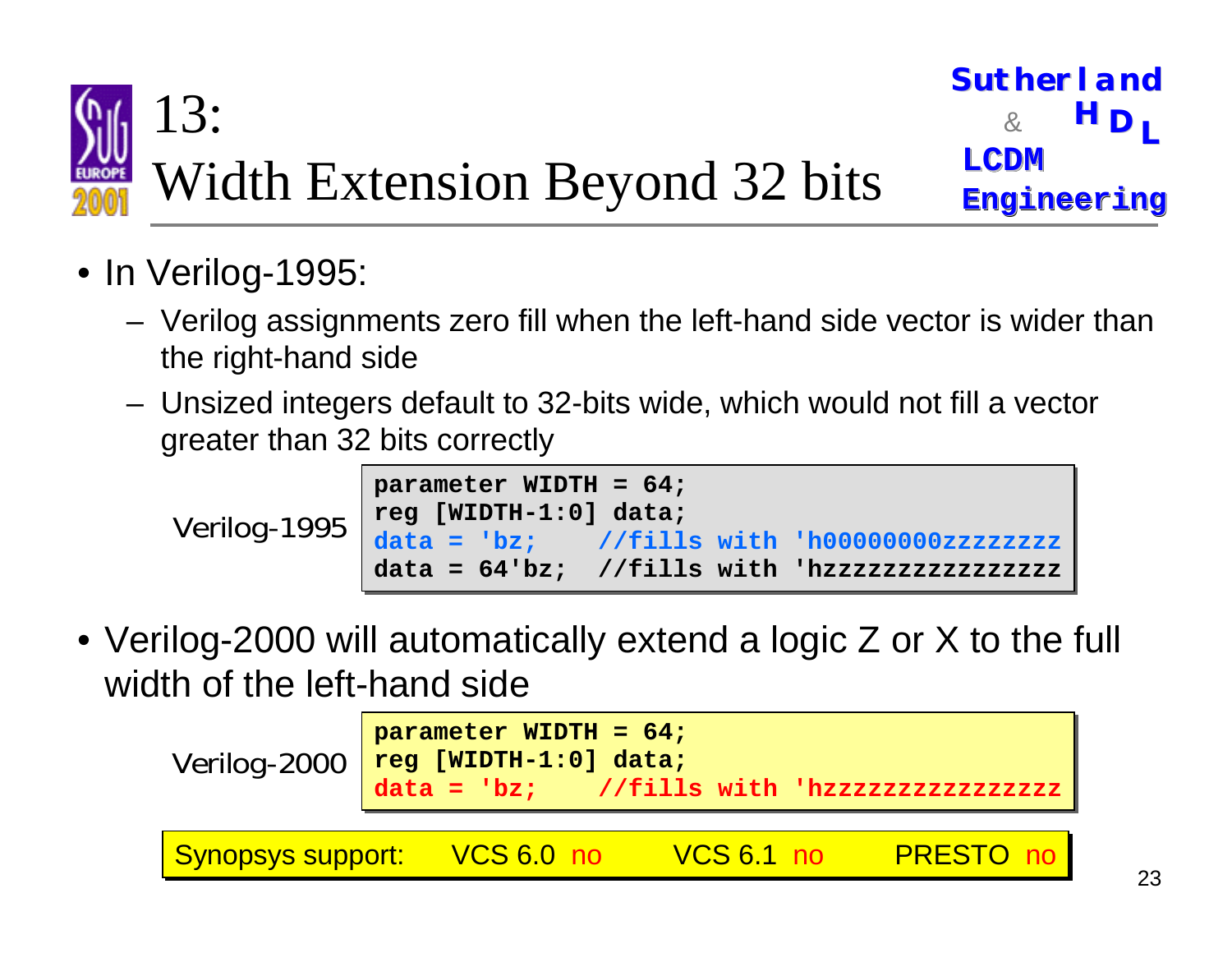# 13: Width Extension Beyond 32 bits

- In Verilog-1995:
  - Verilog assignments zero fill when the left-hand side vector is wider than the right-hand side
  - Unsized integers default to 32-bits wide, which would not fill a vector greater than 32 bits correctly

Verilog-1995

```
parameter WIDTH = 64;
reg [WIDTH-1:0] data;
data = 'bz;    //fills with 'h00000000zzzzzzzz
data = 64'bz;  //fills with 'hzzzzzzzzzzzzzzzz
```

- Verilog-2000 will automatically extend a logic Z or X to the full width of the left-hand side

Verilog-2000

```
parameter WIDTH = 64;
reg [WIDTH-1:0] data;
data = 'bz;    //fills with 'hzzzzzzzzzzzzzzzz
```

Synopsys support: VCS 6.0 no VCS 6.1 no PRESTO no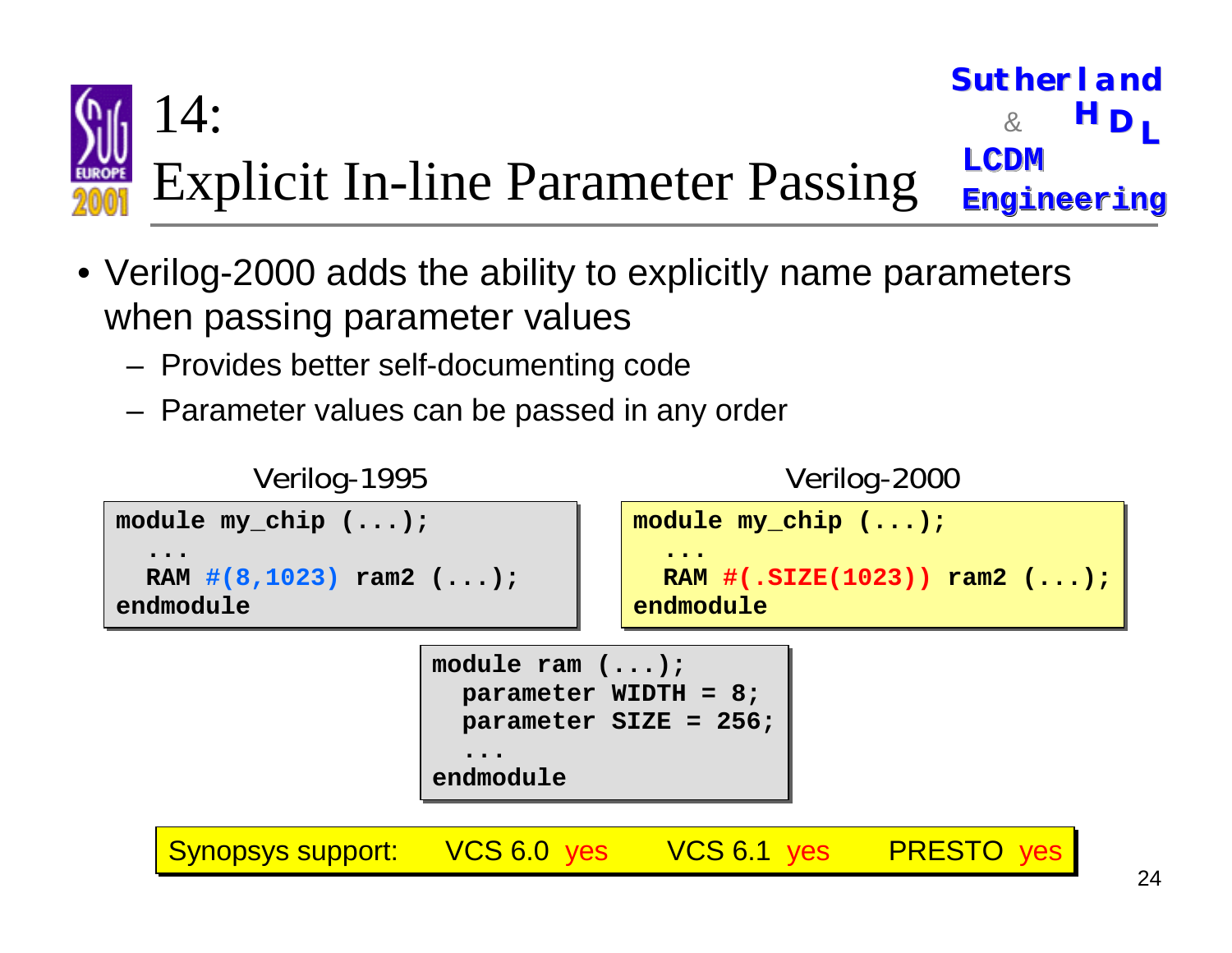# 14: Explicit In-line Parameter Passing

- Verilog-2000 adds the ability to explicitly name parameters when passing parameter values
  - Provides better self-documenting code
  - Parameter values can be passed in any order

Verilog-1995

```
module my_chip (...);
  ...
  RAM #(8,1023) ram2 (...);
endmodule
```

Verilog-2000

```
module my_chip (...);
  ...
  RAM #(.SIZE(1023)) ram2 (...);
endmodule
```

```
module ram (...);
  parameter WIDTH = 8;
  parameter SIZE = 256;
  ...
endmodule
```

Synopsys support: VCS 6.0 yes VCS 6.1 yes PRESTO yes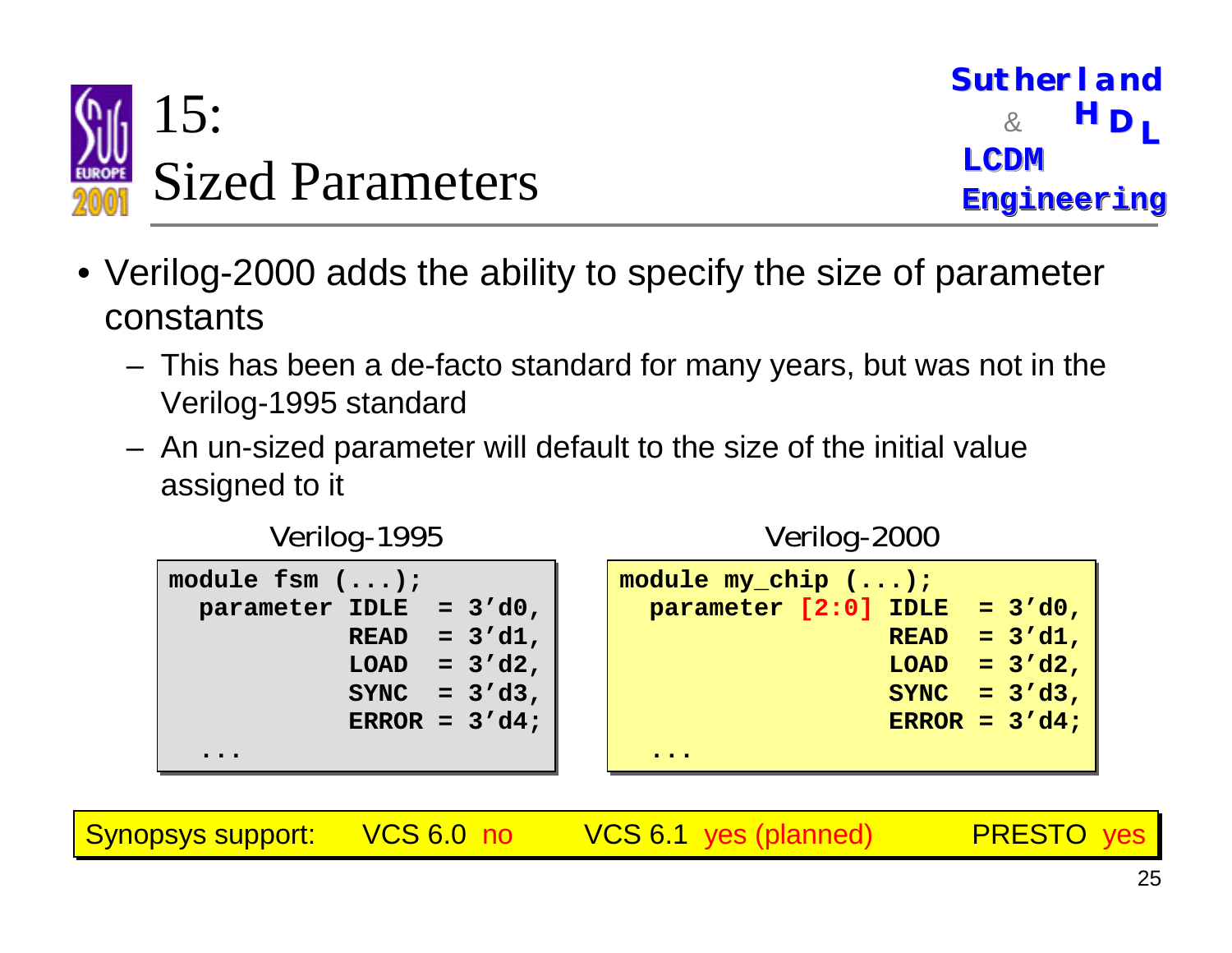# 15: Sized Parameters

- Verilog-2000 adds the ability to specify the size of parameter constants
  - This has been a de-facto standard for many years, but was not in the Verilog-1995 standard
  - An un-sized parameter will default to the size of the initial value assigned to it

Verilog-1995

```
module fsm (...);
  parameter IDLE  = 3'd0,
            READ  = 3'd1,
            LOAD  = 3'd2,
            SYNC  = 3'd3,
            ERROR = 3'd4;
  ...
```

Verilog-2000

```
module my_chip (...);
  parameter [2:0] IDLE  = 3'd0,
                  READ  = 3'd1,
                  LOAD  = 3'd2,
                  SYNC  = 3'd3,
                  ERROR = 3'd4;
  ...
```

Synopsys support: VCS 6.0 no VCS 6.1 yes (planned) PRESTO yes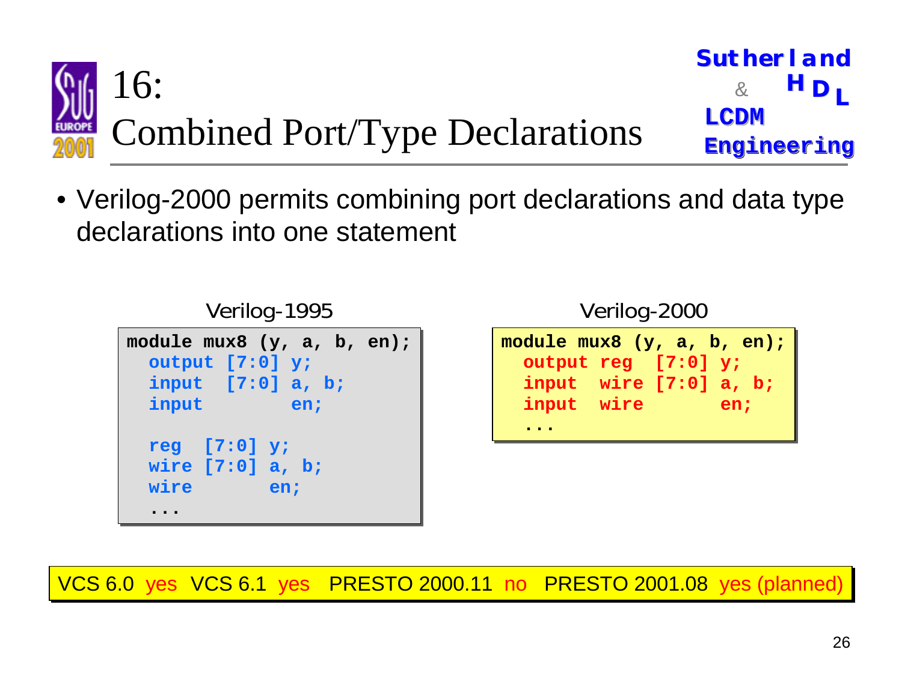# 16: Combined Port/Type Declarations

- Verilog-2000 permits combining port declarations and data type declarations into one statement

Verilog-1995

```
module mux8 (y, a, b, en);
  output [7:0] y;
  input  [7:0] a, b;
  input        en;

  reg  [7:0] y;
  wire [7:0] a, b;
  wire       en;
  ...
```

Verilog-2000

```
module mux8 (y, a, b, en);
  output reg  [7:0] y;
  input  wire [7:0] a, b;
  input  wire       en;
  ...
```

VCS 6.0 yes VCS 6.1 yes PRESTO 2000.11 no PRESTO 2001.08 yes (planned)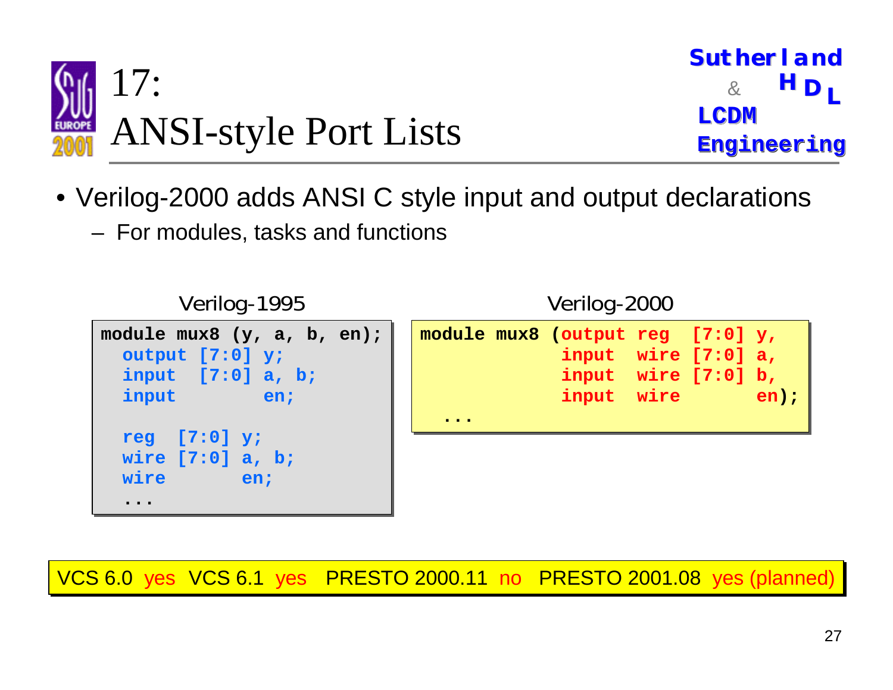# 17: ANSI-style Port Lists

- Verilog-2000 adds ANSI C style input and output declarations
  - For modules, tasks and functions

Verilog-1995

```
module mux8 (y, a, b, en);
  output [7:0] y;
  input  [7:0] a, b;
  input        en;

  reg  [7:0] y;
  wire [7:0] a, b;
  wire       en;
  ...
```

Verilog-2000

```
module mux8 (output reg  [7:0] y,
             input  wire [7:0] a,
             input  wire [7:0] b,
             input  wire       en);
  ...
```

VCS 6.0 yes  VCS 6.1 yes  PRESTO 2000.11 no  PRESTO 2001.08 yes (planned)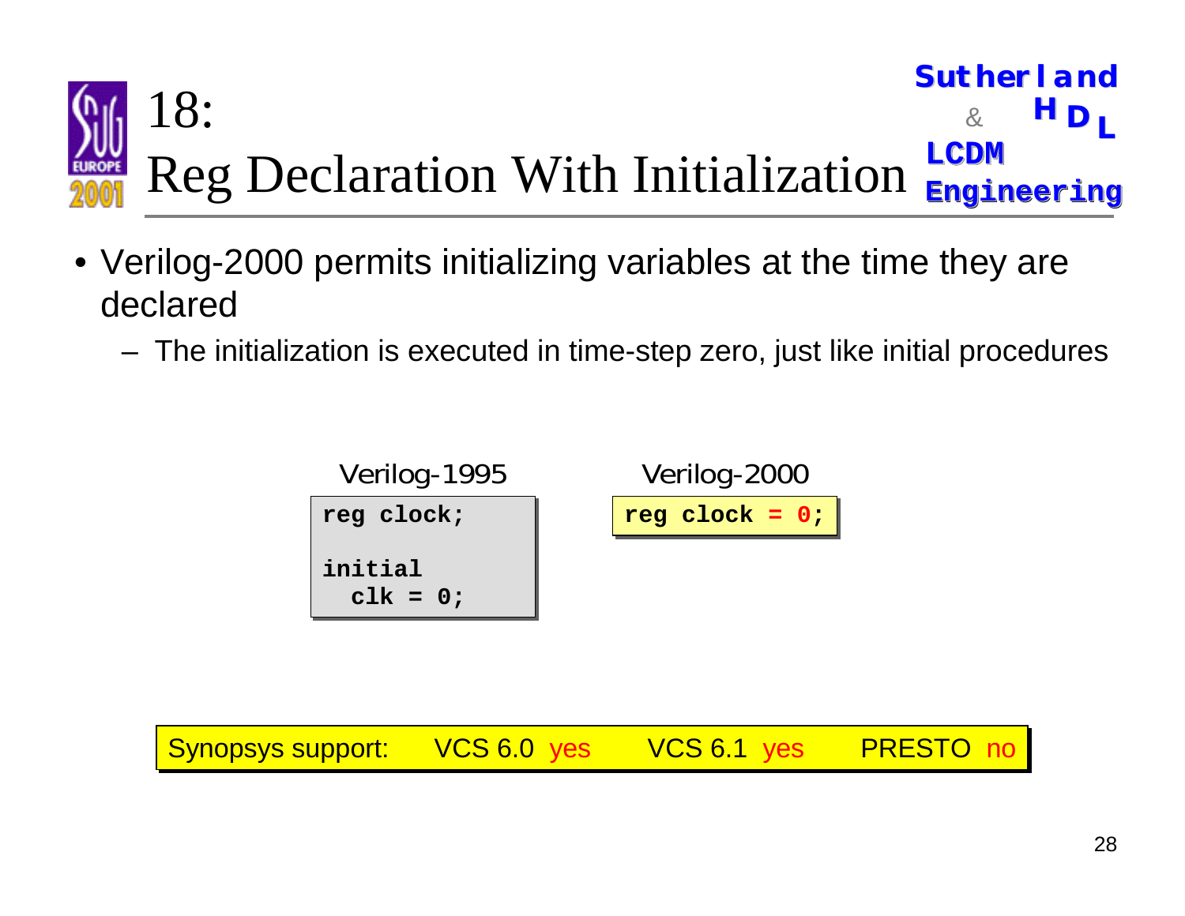# 18: Reg Declaration With Initialization

- Verilog-2000 permits initializing variables at the time they are declared
  - The initialization is executed in time-step zero, just like initial procedures

Verilog-1995

```
reg clock;

initial
  clk = 0;
```

Verilog-2000

```
reg clock = 0;
```

| Synopsys support: | VCS 6.0 yes | VCS 6.1 yes | PRESTO no |
|---|---|---|---|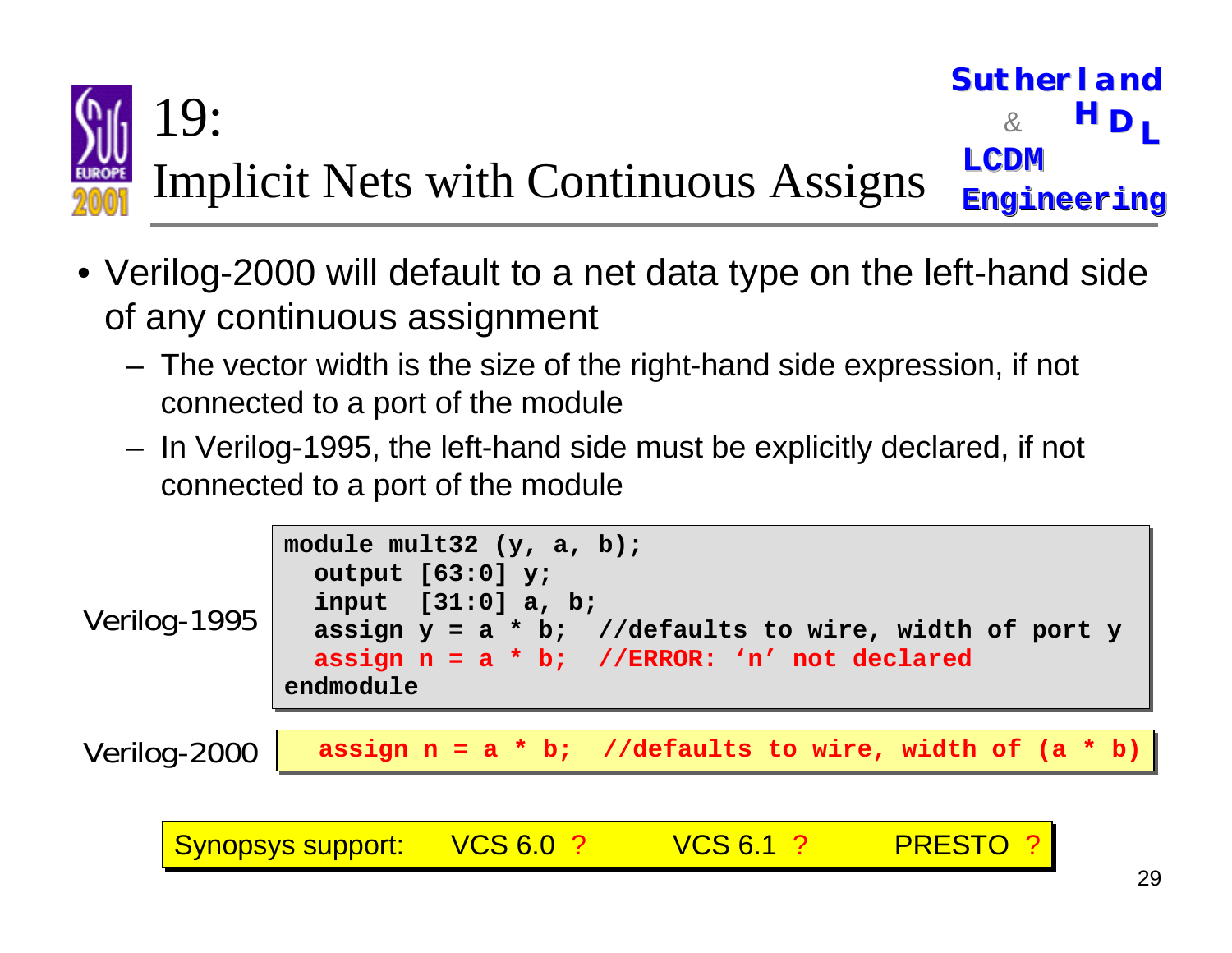# 19: Implicit Nets with Continuous Assigns

- Verilog-2000 will default to a net data type on the left-hand side of any continuous assignment
  - The vector width is the size of the right-hand side expression, if not connected to a port of the module
  - In Verilog-1995, the left-hand side must be explicitly declared, if not connected to a port of the module

Verilog-1995

```
module mult32 (y, a, b);
  output [63:0] y;
  input  [31:0] a, b;
  assign y = a * b;  //defaults to wire, width of port y
  assign n = a * b;  //ERROR: 'n' not declared
endmodule
```

Verilog-2000

```
assign n = a * b;  //defaults to wire, width of (a * b)
```

Synopsys support: VCS 6.0 ? VCS 6.1 ? PRESTO ?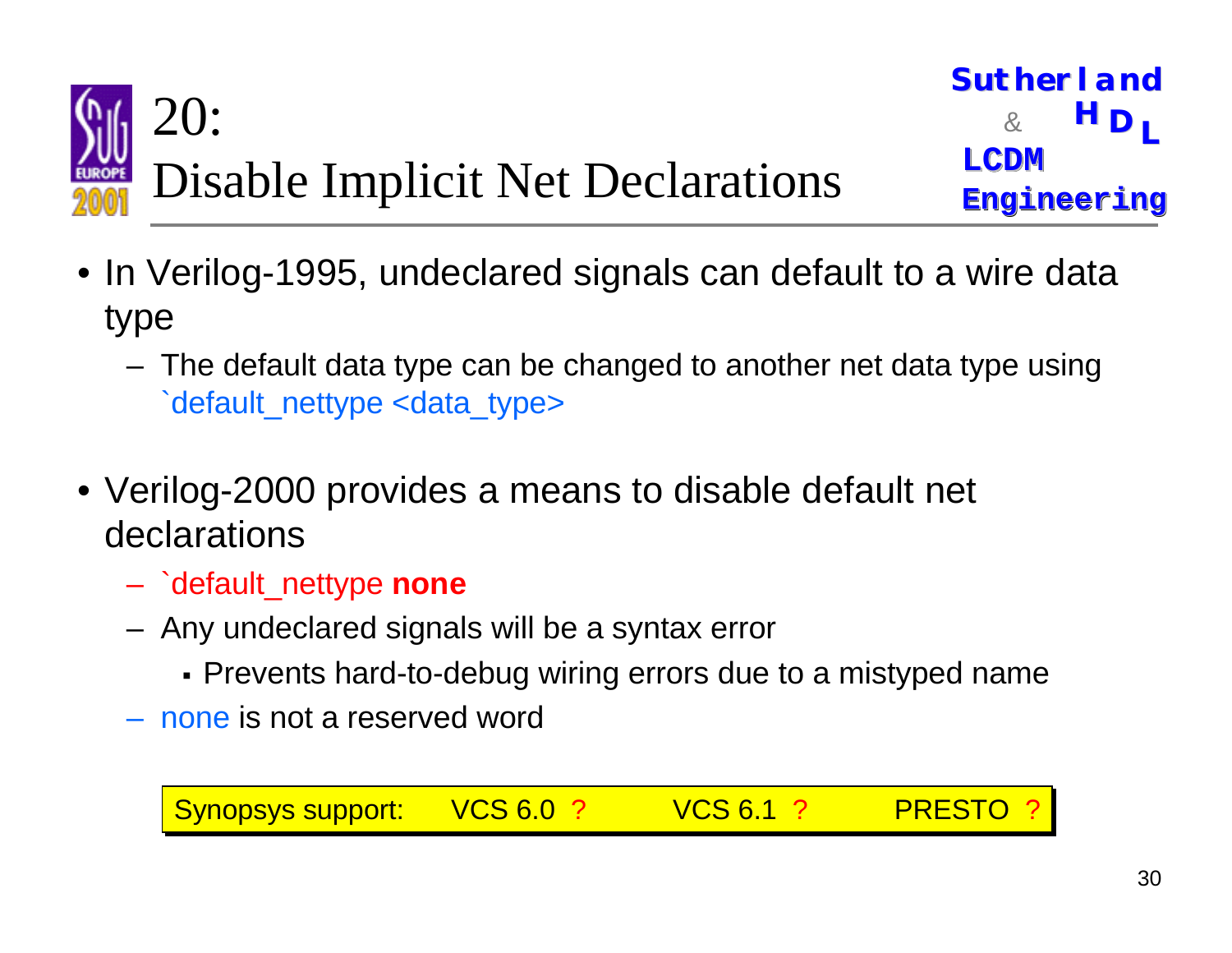# 20: Disable Implicit Net Declarations

- In Verilog-1995, undeclared signals can default to a wire data type
  - The default data type can be changed to another net data type using `default_nettype <data_type>
- Verilog-2000 provides a means to disable default net declarations
  - `default_nettype **none**
  - Any undeclared signals will be a syntax error
    - Prevents hard-to-debug wiring errors due to a mistyped name
  - none is not a reserved word

| Synopsys support: | VCS 6.0 ? | VCS 6.1 ? | PRESTO ? |
|---|---|---|---|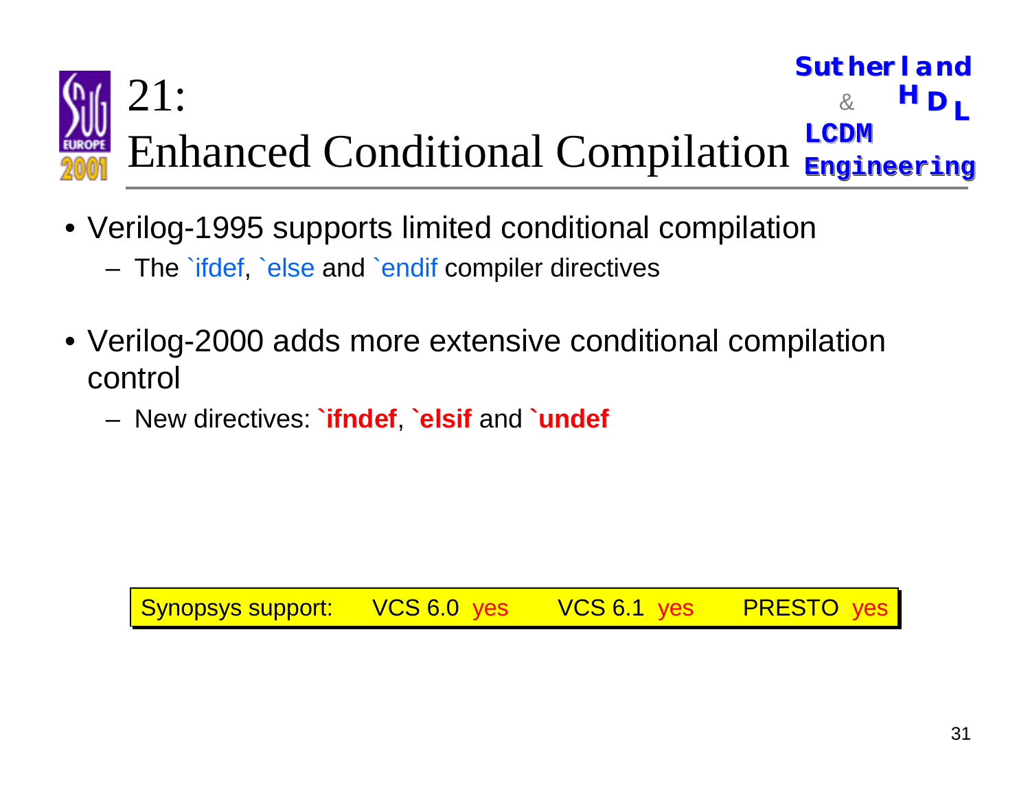# 21: Enhanced Conditional Compilation

- Verilog-1995 supports limited conditional compilation
  - The `ifdef, `else and `endif compiler directives
- Verilog-2000 adds more extensive conditional compilation control
  - New directives: **`ifndef**, **`elsif** and **`undef**

| Synopsys support: | VCS 6.0 yes | VCS 6.1 yes | PRESTO yes |
|---|---|---|---|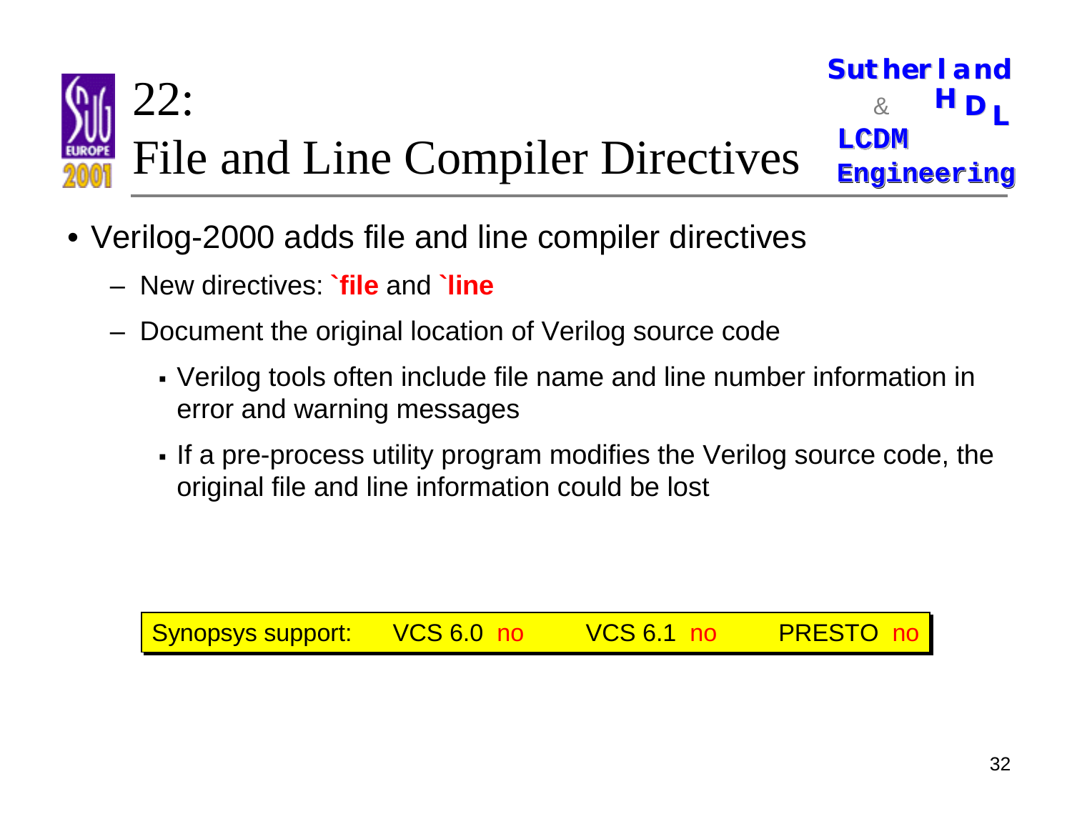# 22: File and Line Compiler Directives

- Verilog-2000 adds file and line compiler directives
  - New directives: **`file** and **`line**
  - Document the original location of Verilog source code
    - Verilog tools often include file name and line number information in error and warning messages
    - If a pre-process utility program modifies the Verilog source code, the original file and line information could be lost

| Synopsys support: | VCS 6.0 no | VCS 6.1 no | PRESTO no |
|---|---|---|---|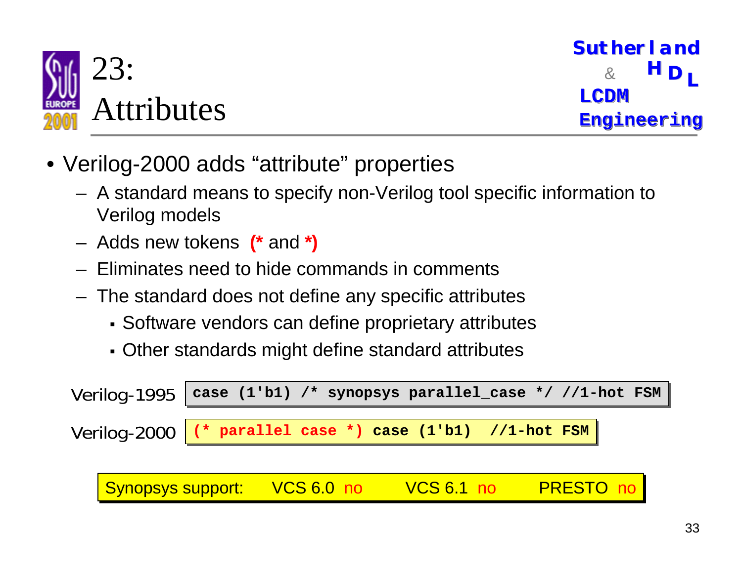# 23: Attributes

- Verilog-2000 adds “attribute” properties
  - A standard means to specify non-Verilog tool specific information to Verilog models
  - Adds new tokens **(*** and ***)**
  - Eliminates need to hide commands in comments
  - The standard does not define any specific attributes
    - Software vendors can define proprietary attributes
    - Other standards might define standard attributes

Verilog-1995

```
case (1'b1) /* synopsys parallel_case */ //1-hot FSM
```

Verilog-2000

```
(* parallel case *) case (1'b1)  //1-hot FSM
```

Synopsys support: VCS 6.0 no VCS 6.1 no PRESTO no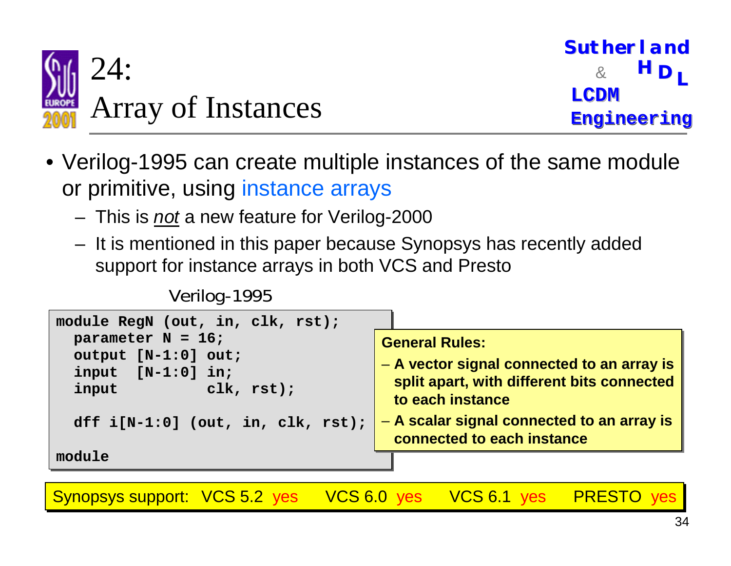# 24: Array of Instances

- Verilog-1995 can create multiple instances of the same module or primitive, using instance arrays
  - This is *not* a new feature for Verilog-2000
  - It is mentioned in this paper because Synopsys has recently added support for instance arrays in both VCS and Presto

Verilog-1995

```
module RegN (out, in, clk, rst);
  parameter N = 16;
  output [N-1:0] out;
  input  [N-1:0] in;
  input          clk, rst);

  dff i[N-1:0] (out, in, clk, rst);

module
```

**General Rules:**

- **A vector signal connected to an array is split apart, with different bits connected to each instance**
- **A scalar signal connected to an array is connected to each instance**

Synopsys support: VCS 5.2 yes VCS 6.0 yes VCS 6.1 yes PRESTO yes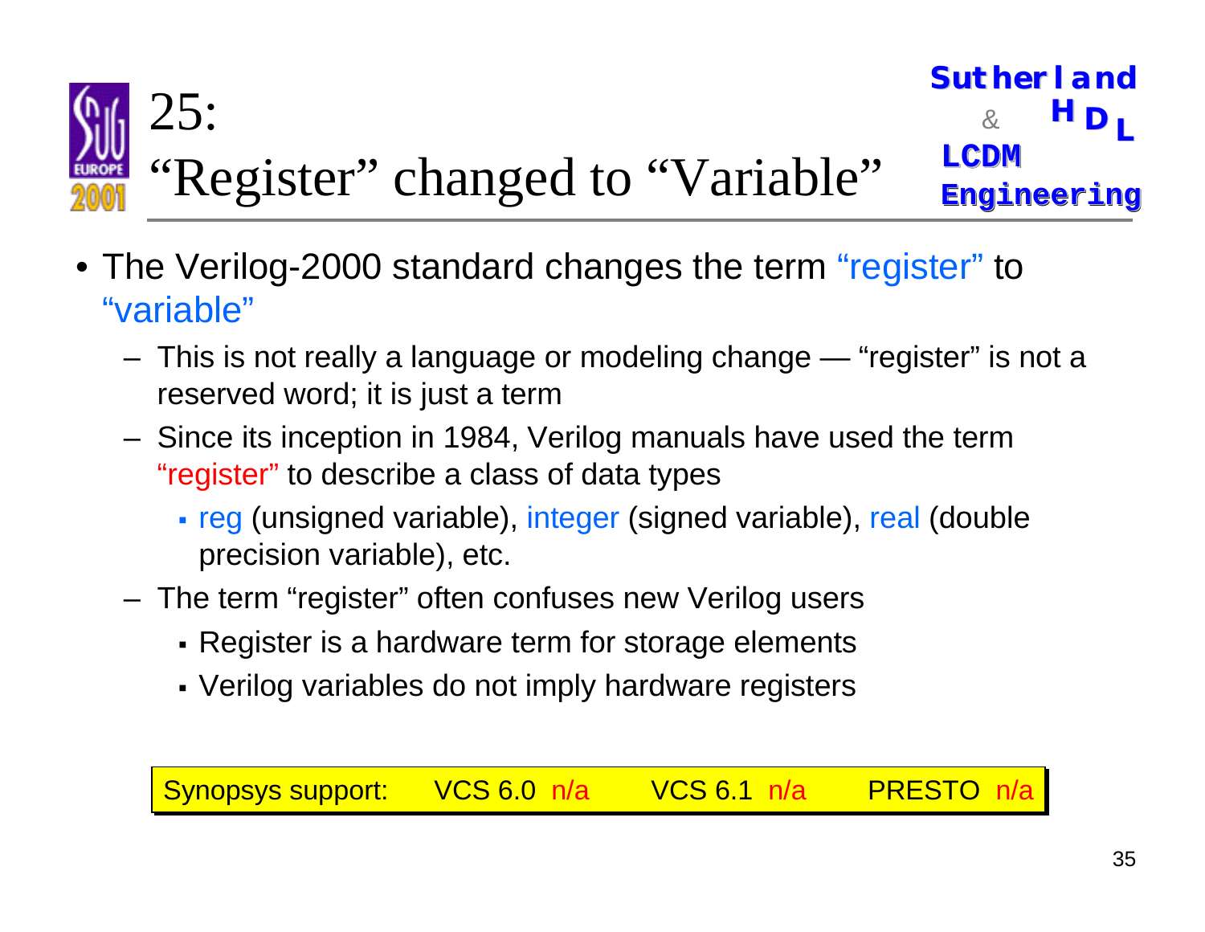# 25: "Register" changed to "Variable"

- The Verilog-2000 standard changes the term "register" to "variable"
  - This is not really a language or modeling change — "register" is not a reserved word; it is just a term
  - Since its inception in 1984, Verilog manuals have used the term "register" to describe a class of data types
    - reg (unsigned variable), integer (signed variable), real (double precision variable), etc.
  - The term "register" often confuses new Verilog users
    - Register is a hardware term for storage elements
    - Verilog variables do not imply hardware registers

| Synopsys support: | VCS 6.0 n/a | VCS 6.1 n/a | PRESTO n/a |
|---|---|---|---|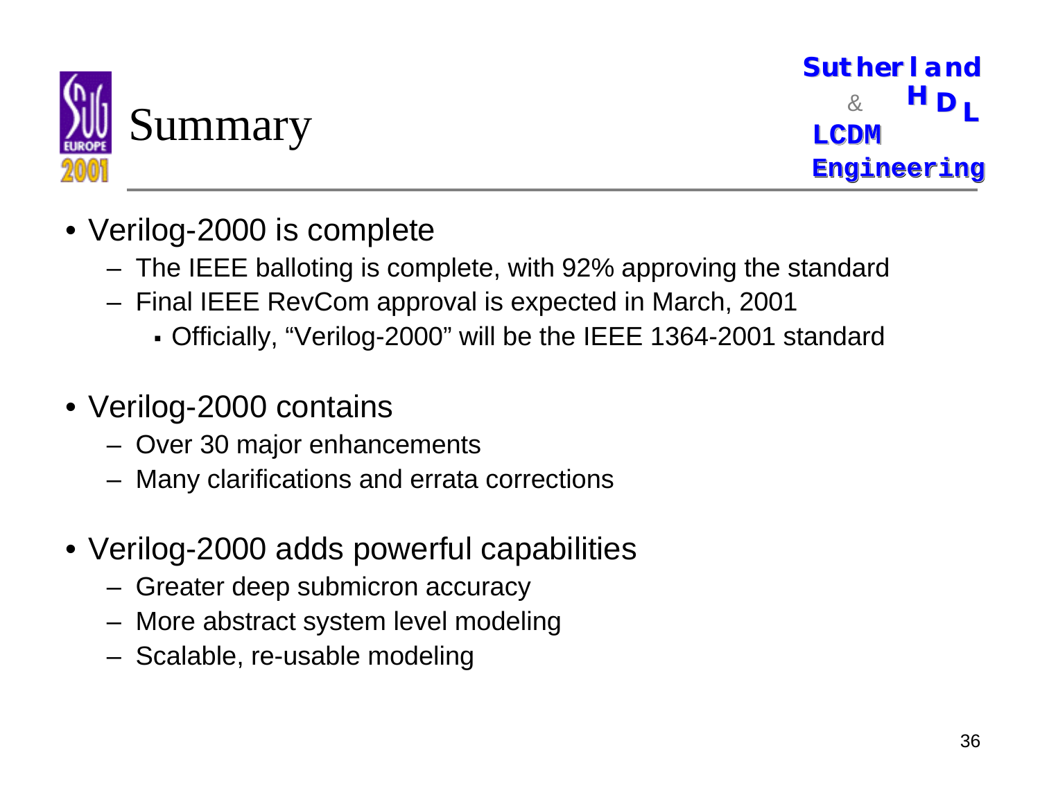# Summary

- Verilog-2000 is complete
  - The IEEE balloting is complete, with 92% approving the standard
  - Final IEEE RevCom approval is expected in March, 2001
    - Officially, “Verilog-2000” will be the IEEE 1364-2001 standard
- Verilog-2000 contains
  - Over 30 major enhancements
  - Many clarifications and errata corrections
- Verilog-2000 adds powerful capabilities
  - Greater deep submicron accuracy
  - More abstract system level modeling
  - Scalable, re-usable modeling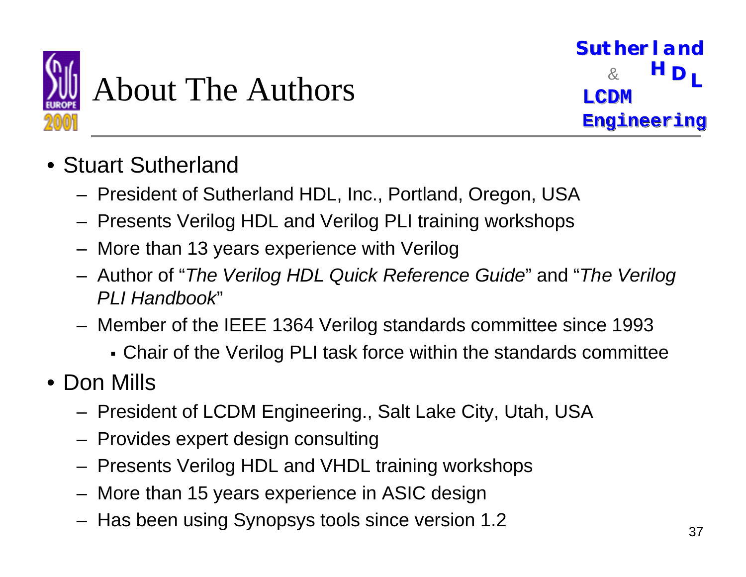# About The Authors

- Stuart Sutherland
  - President of Sutherland HDL, Inc., Portland, Oregon, USA
  - Presents Verilog HDL and Verilog PLI training workshops
  - More than 13 years experience with Verilog
  - Author of "*The Verilog HDL Quick Reference Guide*" and "*The Verilog PLI Handbook*"
  - Member of the IEEE 1364 Verilog standards committee since 1993
    - Chair of the Verilog PLI task force within the standards committee
- Don Mills
  - President of LCDM Engineering., Salt Lake City, Utah, USA
  - Provides expert design consulting
  - Presents Verilog HDL and VHDL training workshops
  - More than 15 years experience in ASIC design
  - Has been using Synopsys tools since version 1.2